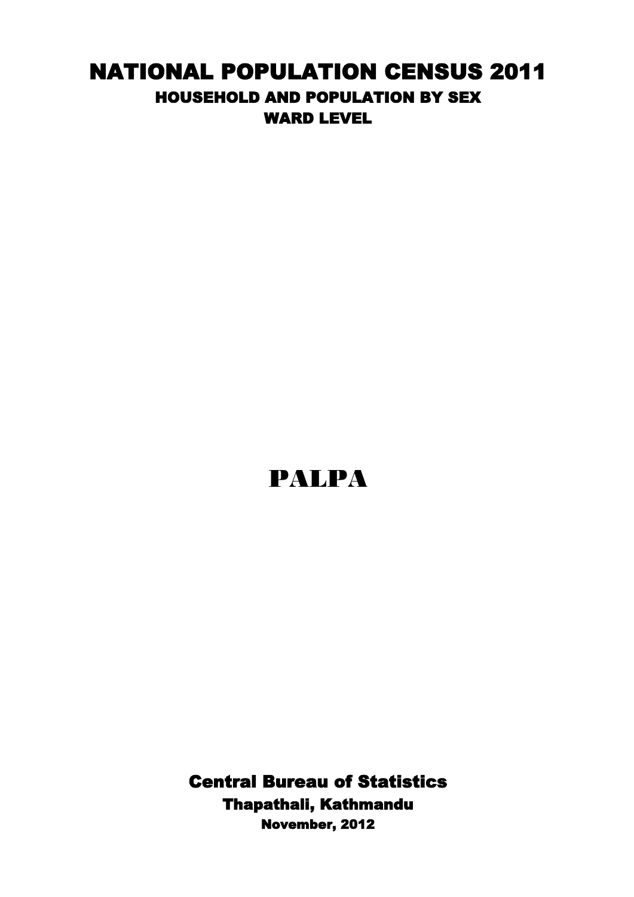# NATIONAL POPULATION CENSUS 2011

## HOUSEHOLD AND POPULATION BY SEX

## WARD LEVEL

# PALPA

**Central Bureau of Statistics**

**Thapathali, Kathmandu**

**November, 2012**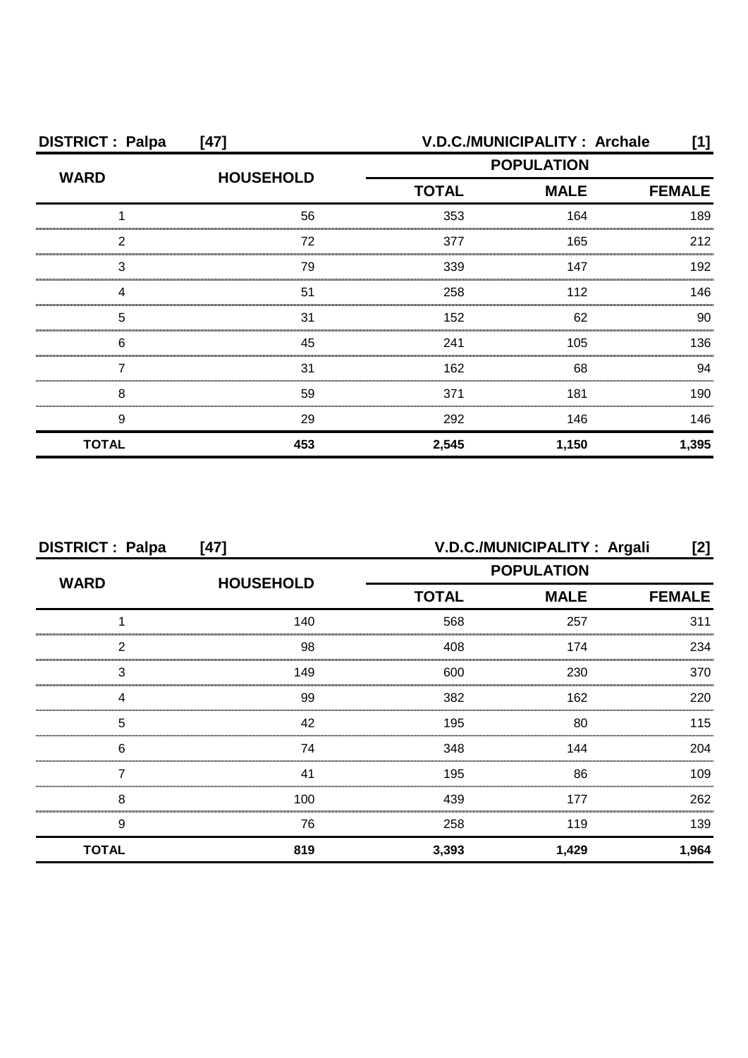**DISTRICT : Palpa [47] V.D.C./MUNICIPALITY : Archale [1]**

| WARD | HOUSEHOLD | POPULATION | | |
|---|---|---|---|---|
| | | TOTAL | MALE | FEMALE |
| 1 | 56 | 353 | 164 | 189 |
| 2 | 72 | 377 | 165 | 212 |
| 3 | 79 | 339 | 147 | 192 |
| 4 | 51 | 258 | 112 | 146 |
| 5 | 31 | 152 | 62 | 90 |
| 6 | 45 | 241 | 105 | 136 |
| 7 | 31 | 162 | 68 | 94 |
| 8 | 59 | 371 | 181 | 190 |
| 9 | 29 | 292 | 146 | 146 |
| **TOTAL** | **453** | **2,545** | **1,150** | **1,395** |

**DISTRICT : Palpa [47] V.D.C./MUNICIPALITY : Argali [2]**

| WARD | HOUSEHOLD | POPULATION | | |
|---|---|---|---|---|
| | | TOTAL | MALE | FEMALE |
| 1 | 140 | 568 | 257 | 311 |
| 2 | 98 | 408 | 174 | 234 |
| 3 | 149 | 600 | 230 | 370 |
| 4 | 99 | 382 | 162 | 220 |
| 5 | 42 | 195 | 80 | 115 |
| 6 | 74 | 348 | 144 | 204 |
| 7 | 41 | 195 | 86 | 109 |
| 8 | 100 | 439 | 177 | 262 |
| 9 | 76 | 258 | 119 | 139 |
| **TOTAL** | **819** | **3,393** | **1,429** | **1,964** |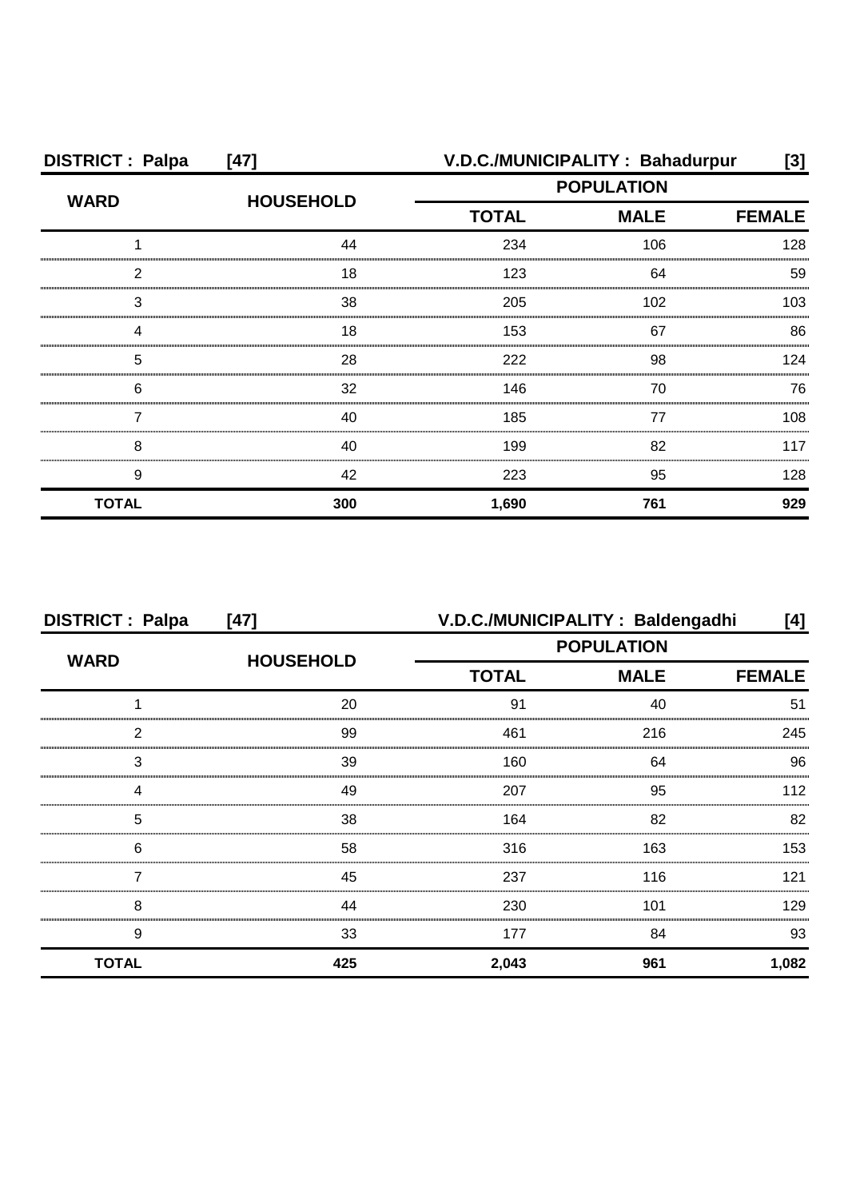**DISTRICT : Palpa [47] V.D.C./MUNICIPALITY : Bahadurpur [3]**

| WARD | HOUSEHOLD | POPULATION | | |
|---|---|---|---|---|
| | | TOTAL | MALE | FEMALE |
| 1 | 44 | 234 | 106 | 128 |
| 2 | 18 | 123 | 64 | 59 |
| 3 | 38 | 205 | 102 | 103 |
| 4 | 18 | 153 | 67 | 86 |
| 5 | 28 | 222 | 98 | 124 |
| 6 | 32 | 146 | 70 | 76 |
| 7 | 40 | 185 | 77 | 108 |
| 8 | 40 | 199 | 82 | 117 |
| 9 | 42 | 223 | 95 | 128 |
| **TOTAL** | **300** | **1,690** | **761** | **929** |

**DISTRICT : Palpa [47] V.D.C./MUNICIPALITY : Baldengadhi [4]**

| WARD | HOUSEHOLD | POPULATION | | |
|---|---|---|---|---|
| | | TOTAL | MALE | FEMALE |
| 1 | 20 | 91 | 40 | 51 |
| 2 | 99 | 461 | 216 | 245 |
| 3 | 39 | 160 | 64 | 96 |
| 4 | 49 | 207 | 95 | 112 |
| 5 | 38 | 164 | 82 | 82 |
| 6 | 58 | 316 | 163 | 153 |
| 7 | 45 | 237 | 116 | 121 |
| 8 | 44 | 230 | 101 | 129 |
| 9 | 33 | 177 | 84 | 93 |
| **TOTAL** | **425** | **2,043** | **961** | **1,082** |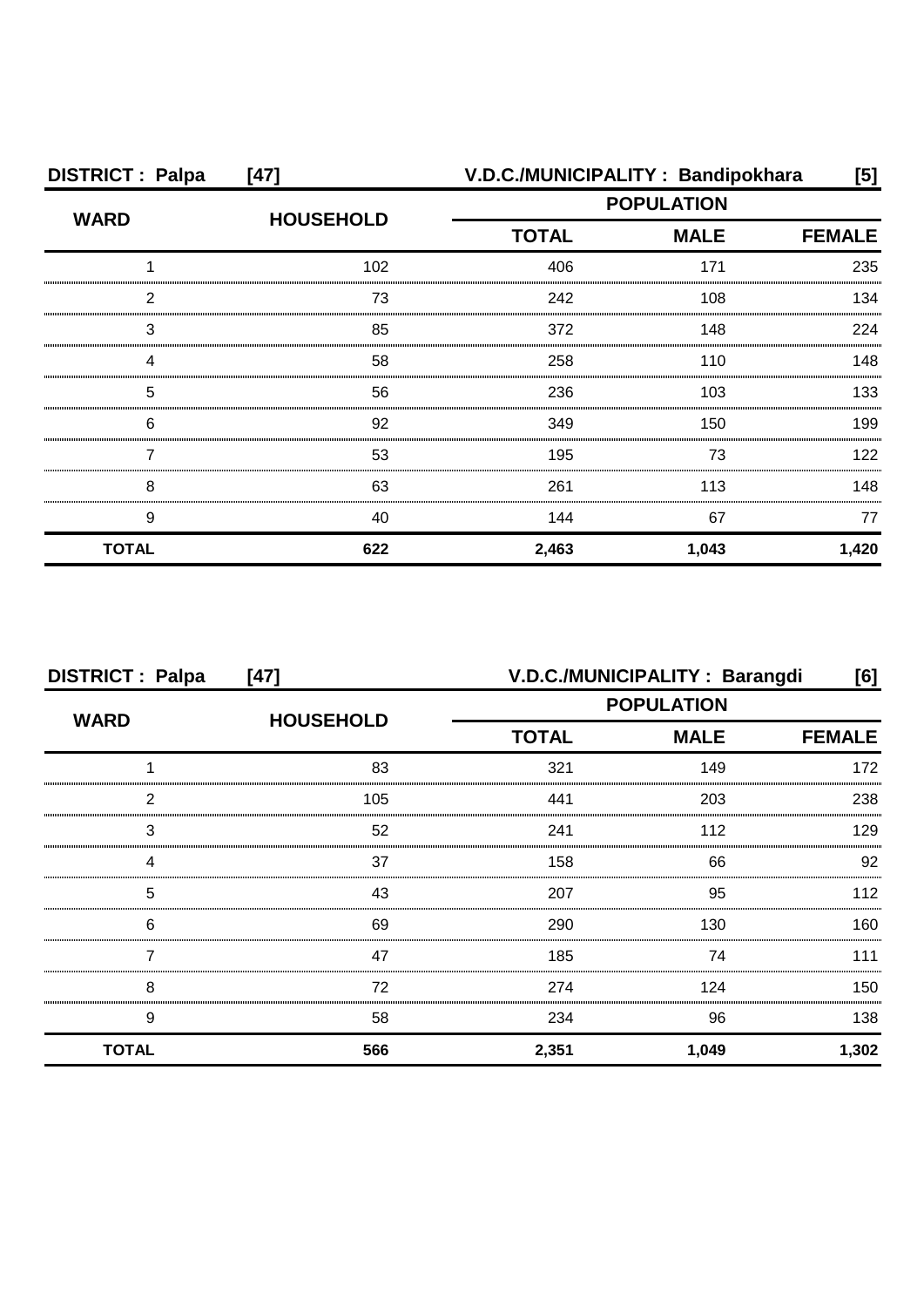**DISTRICT : Palpa [47] V.D.C./MUNICIPALITY : Bandipokhara [5]**

| WARD | HOUSEHOLD | POPULATION | | |
|---|---|---|---|---|
| | | TOTAL | MALE | FEMALE |
| 1 | 102 | 406 | 171 | 235 |
| 2 | 73 | 242 | 108 | 134 |
| 3 | 85 | 372 | 148 | 224 |
| 4 | 58 | 258 | 110 | 148 |
| 5 | 56 | 236 | 103 | 133 |
| 6 | 92 | 349 | 150 | 199 |
| 7 | 53 | 195 | 73 | 122 |
| 8 | 63 | 261 | 113 | 148 |
| 9 | 40 | 144 | 67 | 77 |
| **TOTAL** | **622** | **2,463** | **1,043** | **1,420** |

**DISTRICT : Palpa [47] V.D.C./MUNICIPALITY : Barangdi [6]**

| WARD | HOUSEHOLD | POPULATION | | |
|---|---|---|---|---|
| | | TOTAL | MALE | FEMALE |
| 1 | 83 | 321 | 149 | 172 |
| 2 | 105 | 441 | 203 | 238 |
| 3 | 52 | 241 | 112 | 129 |
| 4 | 37 | 158 | 66 | 92 |
| 5 | 43 | 207 | 95 | 112 |
| 6 | 69 | 290 | 130 | 160 |
| 7 | 47 | 185 | 74 | 111 |
| 8 | 72 | 274 | 124 | 150 |
| 9 | 58 | 234 | 96 | 138 |
| **TOTAL** | **566** | **2,351** | **1,049** | **1,302** |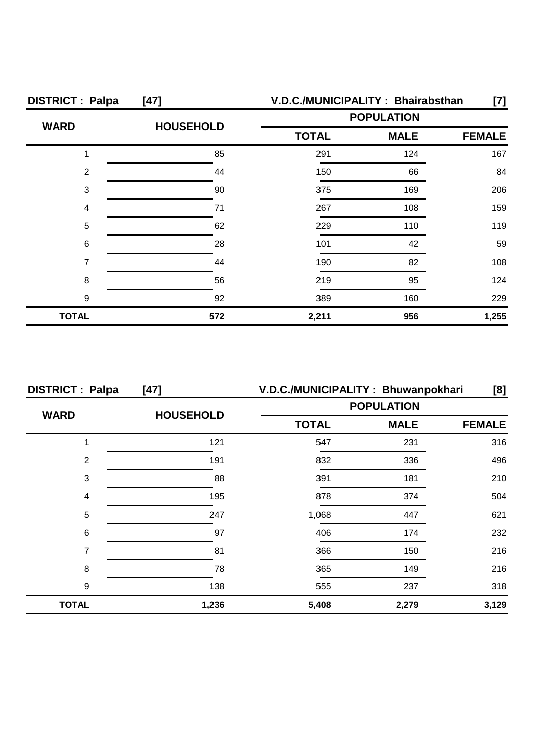**DISTRICT : Palpa [47] V.D.C./MUNICIPALITY : Bhairabsthan [7]**

| WARD | HOUSEHOLD | POPULATION | | |
|---|---|---|---|---|
| | | TOTAL | MALE | FEMALE |
| 1 | 85 | 291 | 124 | 167 |
| 2 | 44 | 150 | 66 | 84 |
| 3 | 90 | 375 | 169 | 206 |
| 4 | 71 | 267 | 108 | 159 |
| 5 | 62 | 229 | 110 | 119 |
| 6 | 28 | 101 | 42 | 59 |
| 7 | 44 | 190 | 82 | 108 |
| 8 | 56 | 219 | 95 | 124 |
| 9 | 92 | 389 | 160 | 229 |
| **TOTAL** | **572** | **2,211** | **956** | **1,255** |

**DISTRICT : Palpa [47] V.D.C./MUNICIPALITY : Bhuwanpokhari [8]**

| WARD | HOUSEHOLD | POPULATION | | |
|---|---|---|---|---|
| | | TOTAL | MALE | FEMALE |
| 1 | 121 | 547 | 231 | 316 |
| 2 | 191 | 832 | 336 | 496 |
| 3 | 88 | 391 | 181 | 210 |
| 4 | 195 | 878 | 374 | 504 |
| 5 | 247 | 1,068 | 447 | 621 |
| 6 | 97 | 406 | 174 | 232 |
| 7 | 81 | 366 | 150 | 216 |
| 8 | 78 | 365 | 149 | 216 |
| 9 | 138 | 555 | 237 | 318 |
| **TOTAL** | **1,236** | **5,408** | **2,279** | **3,129** |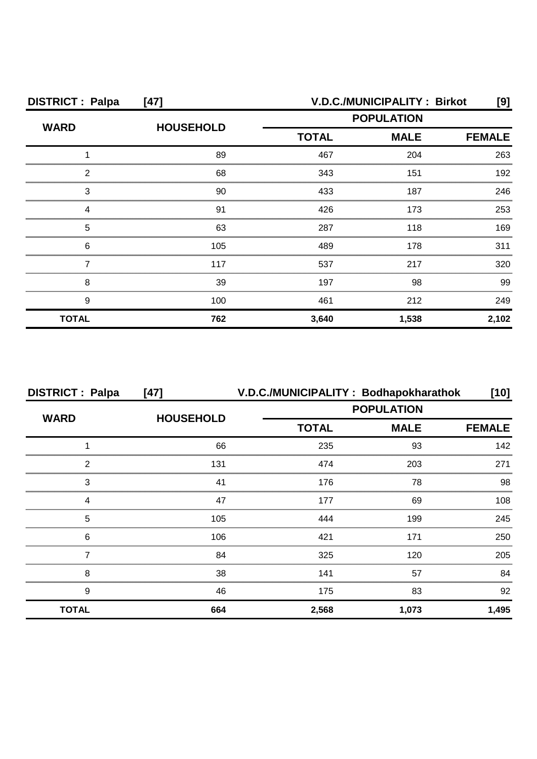**DISTRICT : Palpa [47] V.D.C./MUNICIPALITY : Birkot [9]**

| WARD | HOUSEHOLD | POPULATION | | |
|---|---|---|---|---|
| | | TOTAL | MALE | FEMALE |
| 1 | 89 | 467 | 204 | 263 |
| 2 | 68 | 343 | 151 | 192 |
| 3 | 90 | 433 | 187 | 246 |
| 4 | 91 | 426 | 173 | 253 |
| 5 | 63 | 287 | 118 | 169 |
| 6 | 105 | 489 | 178 | 311 |
| 7 | 117 | 537 | 217 | 320 |
| 8 | 39 | 197 | 98 | 99 |
| 9 | 100 | 461 | 212 | 249 |
| **TOTAL** | **762** | **3,640** | **1,538** | **2,102** |

**DISTRICT : Palpa [47] V.D.C./MUNICIPALITY : Bodhapokharathok [10]**

| WARD | HOUSEHOLD | POPULATION | | |
|---|---|---|---|---|
| | | TOTAL | MALE | FEMALE |
| 1 | 66 | 235 | 93 | 142 |
| 2 | 131 | 474 | 203 | 271 |
| 3 | 41 | 176 | 78 | 98 |
| 4 | 47 | 177 | 69 | 108 |
| 5 | 105 | 444 | 199 | 245 |
| 6 | 106 | 421 | 171 | 250 |
| 7 | 84 | 325 | 120 | 205 |
| 8 | 38 | 141 | 57 | 84 |
| 9 | 46 | 175 | 83 | 92 |
| **TOTAL** | **664** | **2,568** | **1,073** | **1,495** |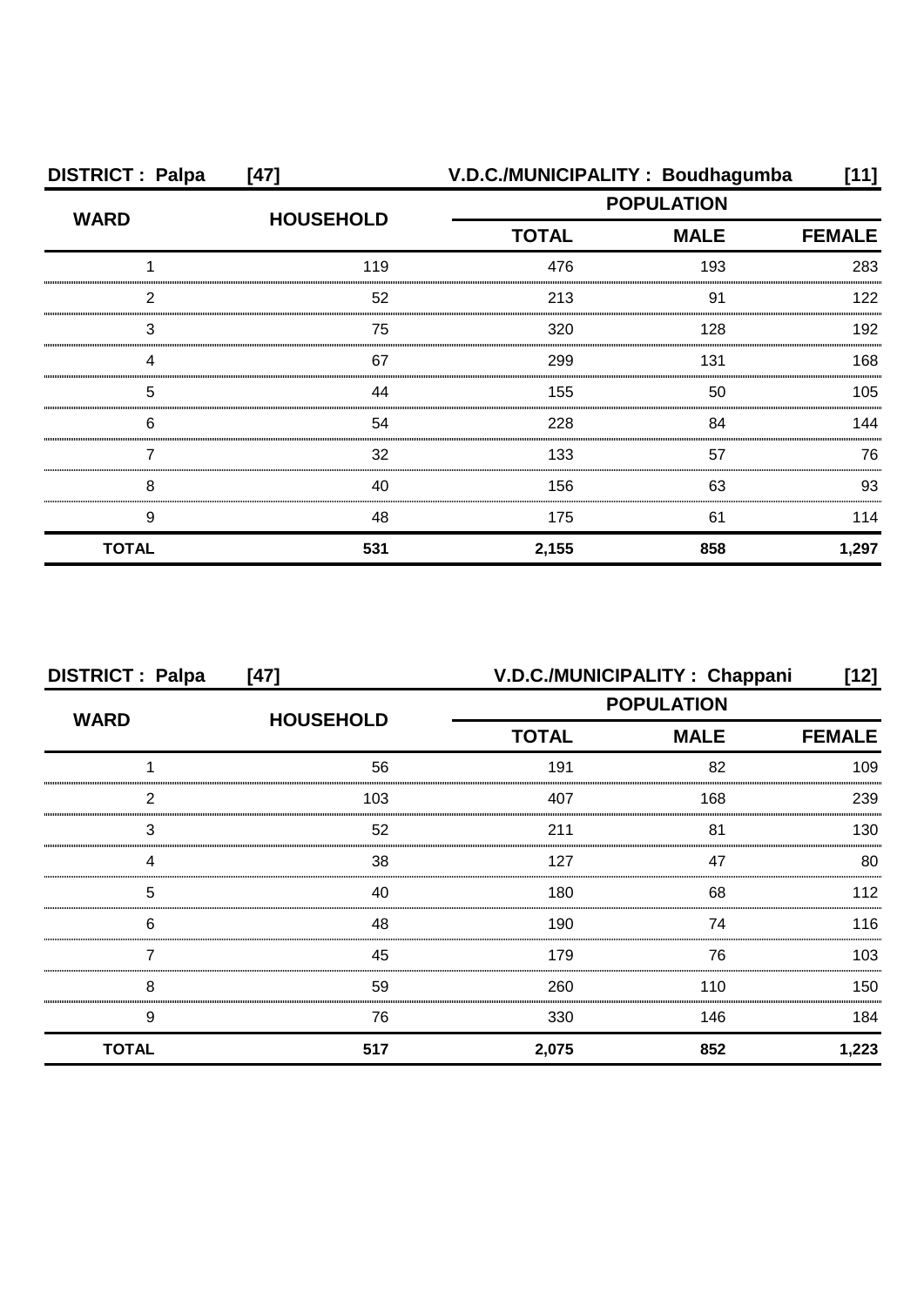| DISTRICT : Palpa | [47] | V.D.C./MUNICIPALITY : Boudhagumba | | [11] |
|---|---|---|---|---|
| WARD | HOUSEHOLD | POPULATION | | |
| | | TOTAL | MALE | FEMALE |
| 1 | 119 | 476 | 193 | 283 |
| 2 | 52 | 213 | 91 | 122 |
| 3 | 75 | 320 | 128 | 192 |
| 4 | 67 | 299 | 131 | 168 |
| 5 | 44 | 155 | 50 | 105 |
| 6 | 54 | 228 | 84 | 144 |
| 7 | 32 | 133 | 57 | 76 |
| 8 | 40 | 156 | 63 | 93 |
| 9 | 48 | 175 | 61 | 114 |
| **TOTAL** | **531** | **2,155** | **858** | **1,297** |

| DISTRICT : Palpa | [47] | V.D.C./MUNICIPALITY : Chappani | | [12] |
|---|---|---|---|---|
| WARD | HOUSEHOLD | POPULATION | | |
| | | TOTAL | MALE | FEMALE |
| 1 | 56 | 191 | 82 | 109 |
| 2 | 103 | 407 | 168 | 239 |
| 3 | 52 | 211 | 81 | 130 |
| 4 | 38 | 127 | 47 | 80 |
| 5 | 40 | 180 | 68 | 112 |
| 6 | 48 | 190 | 74 | 116 |
| 7 | 45 | 179 | 76 | 103 |
| 8 | 59 | 260 | 110 | 150 |
| 9 | 76 | 330 | 146 | 184 |
| **TOTAL** | **517** | **2,075** | **852** | **1,223** |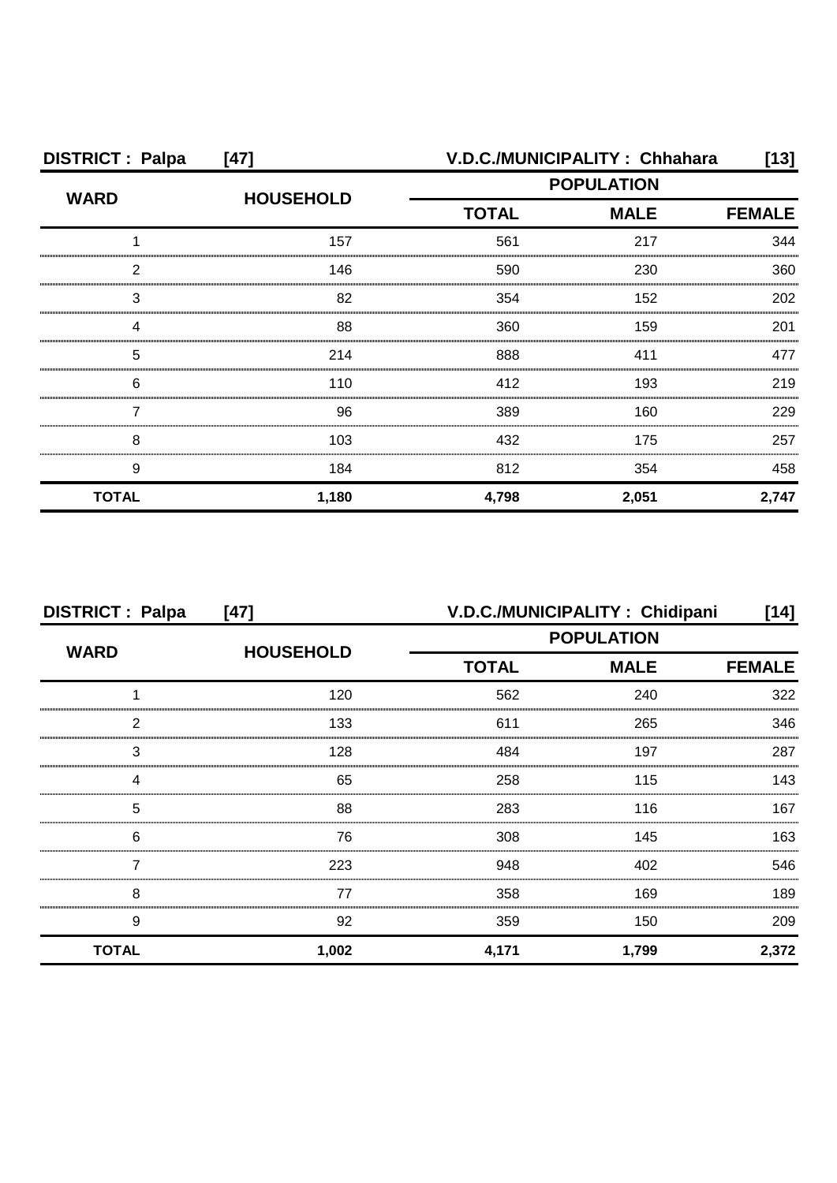**DISTRICT : Palpa [47] V.D.C./MUNICIPALITY : Chhahara [13]**

| WARD | HOUSEHOLD | POPULATION | | |
|---|---|---|---|---|
| | | TOTAL | MALE | FEMALE |
| 1 | 157 | 561 | 217 | 344 |
| 2 | 146 | 590 | 230 | 360 |
| 3 | 82 | 354 | 152 | 202 |
| 4 | 88 | 360 | 159 | 201 |
| 5 | 214 | 888 | 411 | 477 |
| 6 | 110 | 412 | 193 | 219 |
| 7 | 96 | 389 | 160 | 229 |
| 8 | 103 | 432 | 175 | 257 |
| 9 | 184 | 812 | 354 | 458 |
| **TOTAL** | **1,180** | **4,798** | **2,051** | **2,747** |

**DISTRICT : Palpa [47] V.D.C./MUNICIPALITY : Chidipani [14]**

| WARD | HOUSEHOLD | POPULATION | | |
|---|---|---|---|---|
| | | TOTAL | MALE | FEMALE |
| 1 | 120 | 562 | 240 | 322 |
| 2 | 133 | 611 | 265 | 346 |
| 3 | 128 | 484 | 197 | 287 |
| 4 | 65 | 258 | 115 | 143 |
| 5 | 88 | 283 | 116 | 167 |
| 6 | 76 | 308 | 145 | 163 |
| 7 | 223 | 948 | 402 | 546 |
| 8 | 77 | 358 | 169 | 189 |
| 9 | 92 | 359 | 150 | 209 |
| **TOTAL** | **1,002** | **4,171** | **1,799** | **2,372** |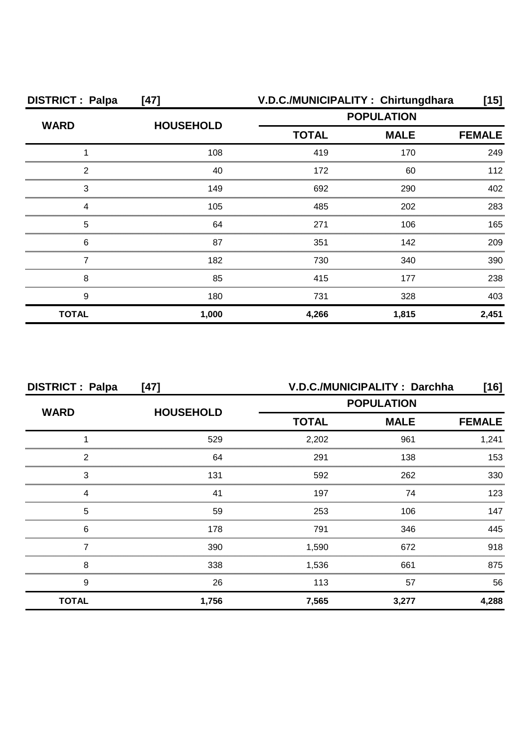**DISTRICT : Palpa [47] V.D.C./MUNICIPALITY : Chirtungdhara [15]**

| WARD | HOUSEHOLD | POPULATION | | |
|---|---|---|---|---|
| | | TOTAL | MALE | FEMALE |
| 1 | 108 | 419 | 170 | 249 |
| 2 | 40 | 172 | 60 | 112 |
| 3 | 149 | 692 | 290 | 402 |
| 4 | 105 | 485 | 202 | 283 |
| 5 | 64 | 271 | 106 | 165 |
| 6 | 87 | 351 | 142 | 209 |
| 7 | 182 | 730 | 340 | 390 |
| 8 | 85 | 415 | 177 | 238 |
| 9 | 180 | 731 | 328 | 403 |
| **TOTAL** | **1,000** | **4,266** | **1,815** | **2,451** |

**DISTRICT : Palpa [47] V.D.C./MUNICIPALITY : Darchha [16]**

| WARD | HOUSEHOLD | POPULATION | | |
|---|---|---|---|---|
| | | TOTAL | MALE | FEMALE |
| 1 | 529 | 2,202 | 961 | 1,241 |
| 2 | 64 | 291 | 138 | 153 |
| 3 | 131 | 592 | 262 | 330 |
| 4 | 41 | 197 | 74 | 123 |
| 5 | 59 | 253 | 106 | 147 |
| 6 | 178 | 791 | 346 | 445 |
| 7 | 390 | 1,590 | 672 | 918 |
| 8 | 338 | 1,536 | 661 | 875 |
| 9 | 26 | 113 | 57 | 56 |
| **TOTAL** | **1,756** | **7,565** | **3,277** | **4,288** |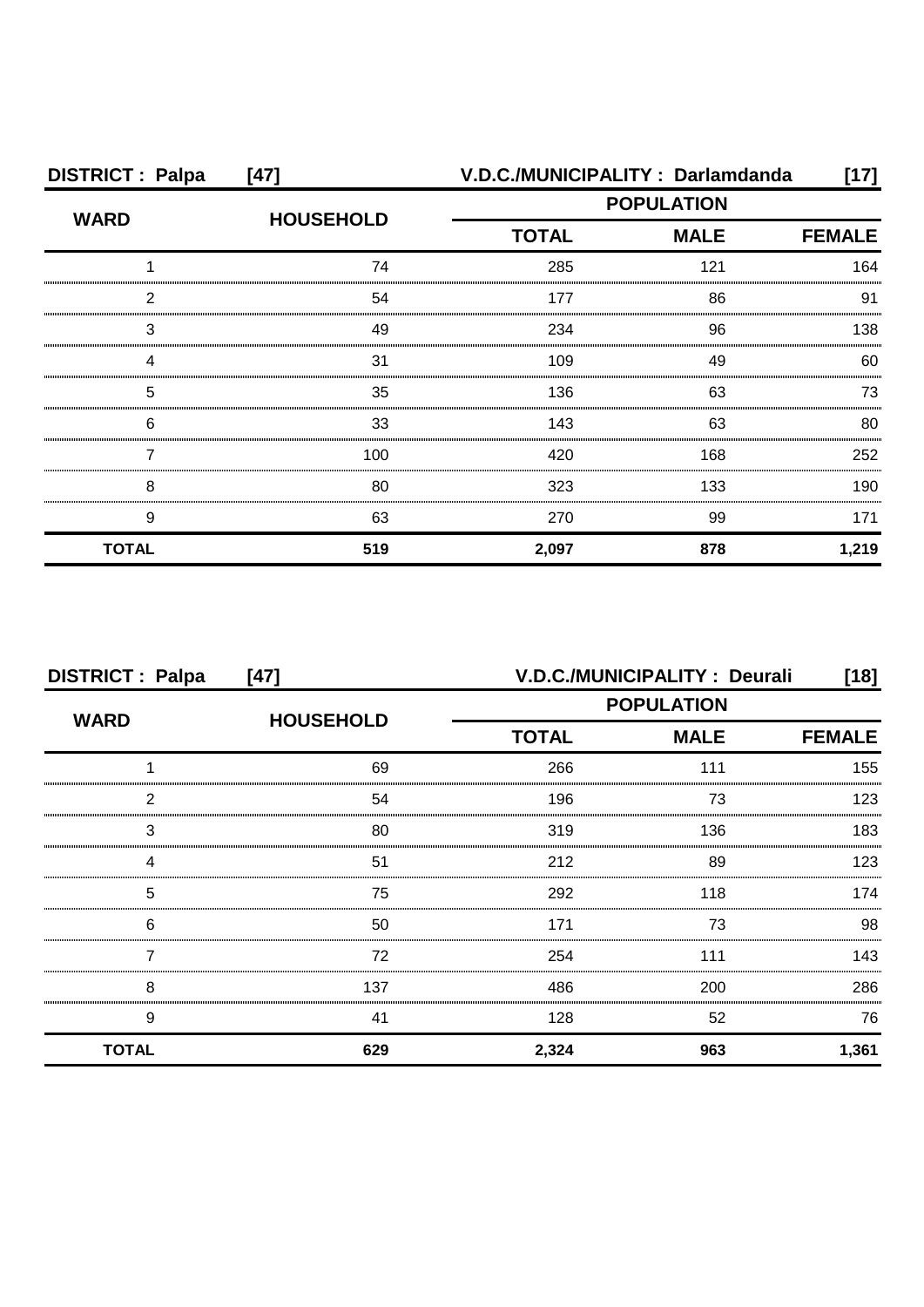| DISTRICT : Palpa [47] | | V.D.C./MUNICIPALITY : Darlamdanda [17] | | |
|---|---|---|---|---|
| WARD | HOUSEHOLD | POPULATION | | |
| | | TOTAL | MALE | FEMALE |
| 1 | 74 | 285 | 121 | 164 |
| 2 | 54 | 177 | 86 | 91 |
| 3 | 49 | 234 | 96 | 138 |
| 4 | 31 | 109 | 49 | 60 |
| 5 | 35 | 136 | 63 | 73 |
| 6 | 33 | 143 | 63 | 80 |
| 7 | 100 | 420 | 168 | 252 |
| 8 | 80 | 323 | 133 | 190 |
| 9 | 63 | 270 | 99 | 171 |
| **TOTAL** | **519** | **2,097** | **878** | **1,219** |

| DISTRICT : Palpa [47] | | V.D.C./MUNICIPALITY : Deurali [18] | | |
|---|---|---|---|---|
| WARD | HOUSEHOLD | POPULATION | | |
| | | TOTAL | MALE | FEMALE |
| 1 | 69 | 266 | 111 | 155 |
| 2 | 54 | 196 | 73 | 123 |
| 3 | 80 | 319 | 136 | 183 |
| 4 | 51 | 212 | 89 | 123 |
| 5 | 75 | 292 | 118 | 174 |
| 6 | 50 | 171 | 73 | 98 |
| 7 | 72 | 254 | 111 | 143 |
| 8 | 137 | 486 | 200 | 286 |
| 9 | 41 | 128 | 52 | 76 |
| **TOTAL** | **629** | **2,324** | **963** | **1,361** |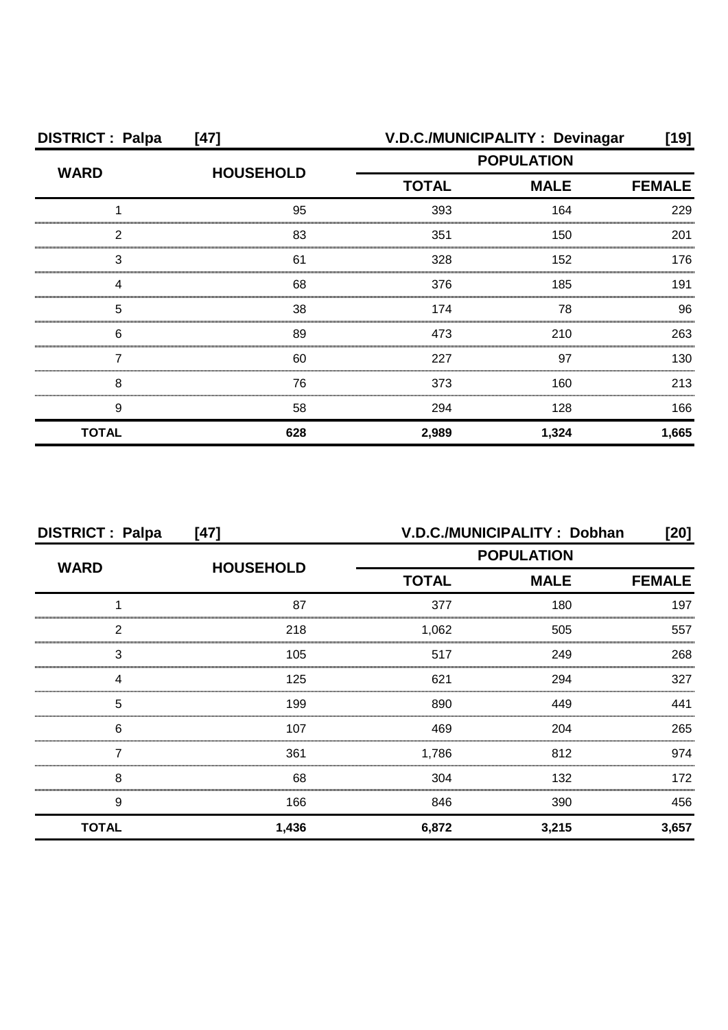**DISTRICT : Palpa [47]** **V.D.C./MUNICIPALITY : Devinagar [19]**

| WARD | HOUSEHOLD | POPULATION | | |
|---|---|---|---|---|
| | | TOTAL | MALE | FEMALE |
| 1 | 95 | 393 | 164 | 229 |
| 2 | 83 | 351 | 150 | 201 |
| 3 | 61 | 328 | 152 | 176 |
| 4 | 68 | 376 | 185 | 191 |
| 5 | 38 | 174 | 78 | 96 |
| 6 | 89 | 473 | 210 | 263 |
| 7 | 60 | 227 | 97 | 130 |
| 8 | 76 | 373 | 160 | 213 |
| 9 | 58 | 294 | 128 | 166 |
| **TOTAL** | **628** | **2,989** | **1,324** | **1,665** |

**DISTRICT : Palpa [47]** **V.D.C./MUNICIPALITY : Dobhan [20]**

| WARD | HOUSEHOLD | POPULATION | | |
|---|---|---|---|---|
| | | TOTAL | MALE | FEMALE |
| 1 | 87 | 377 | 180 | 197 |
| 2 | 218 | 1,062 | 505 | 557 |
| 3 | 105 | 517 | 249 | 268 |
| 4 | 125 | 621 | 294 | 327 |
| 5 | 199 | 890 | 449 | 441 |
| 6 | 107 | 469 | 204 | 265 |
| 7 | 361 | 1,786 | 812 | 974 |
| 8 | 68 | 304 | 132 | 172 |
| 9 | 166 | 846 | 390 | 456 |
| **TOTAL** | **1,436** | **6,872** | **3,215** | **3,657** |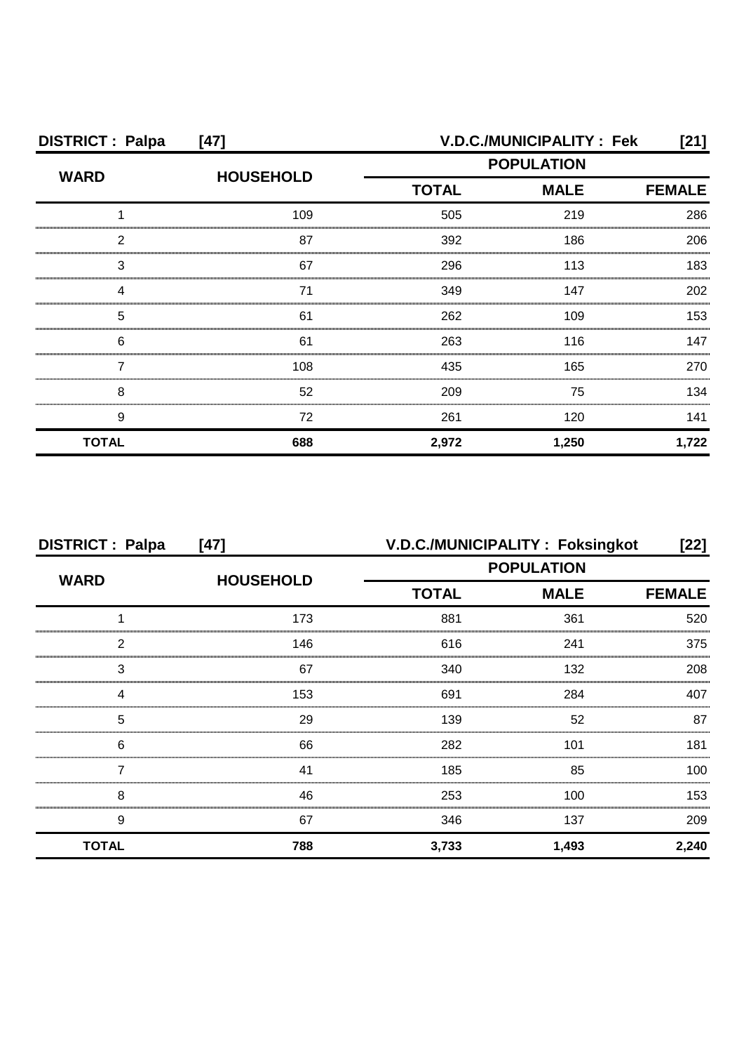**DISTRICT : Palpa [47]** **V.D.C./MUNICIPALITY : Fek [21]**

| WARD | HOUSEHOLD | POPULATION | | |
|---|---|---|---|---|
| | | TOTAL | MALE | FEMALE |
| 1 | 109 | 505 | 219 | 286 |
| 2 | 87 | 392 | 186 | 206 |
| 3 | 67 | 296 | 113 | 183 |
| 4 | 71 | 349 | 147 | 202 |
| 5 | 61 | 262 | 109 | 153 |
| 6 | 61 | 263 | 116 | 147 |
| 7 | 108 | 435 | 165 | 270 |
| 8 | 52 | 209 | 75 | 134 |
| 9 | 72 | 261 | 120 | 141 |
| **TOTAL** | **688** | **2,972** | **1,250** | **1,722** |

**DISTRICT : Palpa [47]** **V.D.C./MUNICIPALITY : Foksingkot [22]**

| WARD | HOUSEHOLD | POPULATION | | |
|---|---|---|---|---|
| | | TOTAL | MALE | FEMALE |
| 1 | 173 | 881 | 361 | 520 |
| 2 | 146 | 616 | 241 | 375 |
| 3 | 67 | 340 | 132 | 208 |
| 4 | 153 | 691 | 284 | 407 |
| 5 | 29 | 139 | 52 | 87 |
| 6 | 66 | 282 | 101 | 181 |
| 7 | 41 | 185 | 85 | 100 |
| 8 | 46 | 253 | 100 | 153 |
| 9 | 67 | 346 | 137 | 209 |
| **TOTAL** | **788** | **3,733** | **1,493** | **2,240** |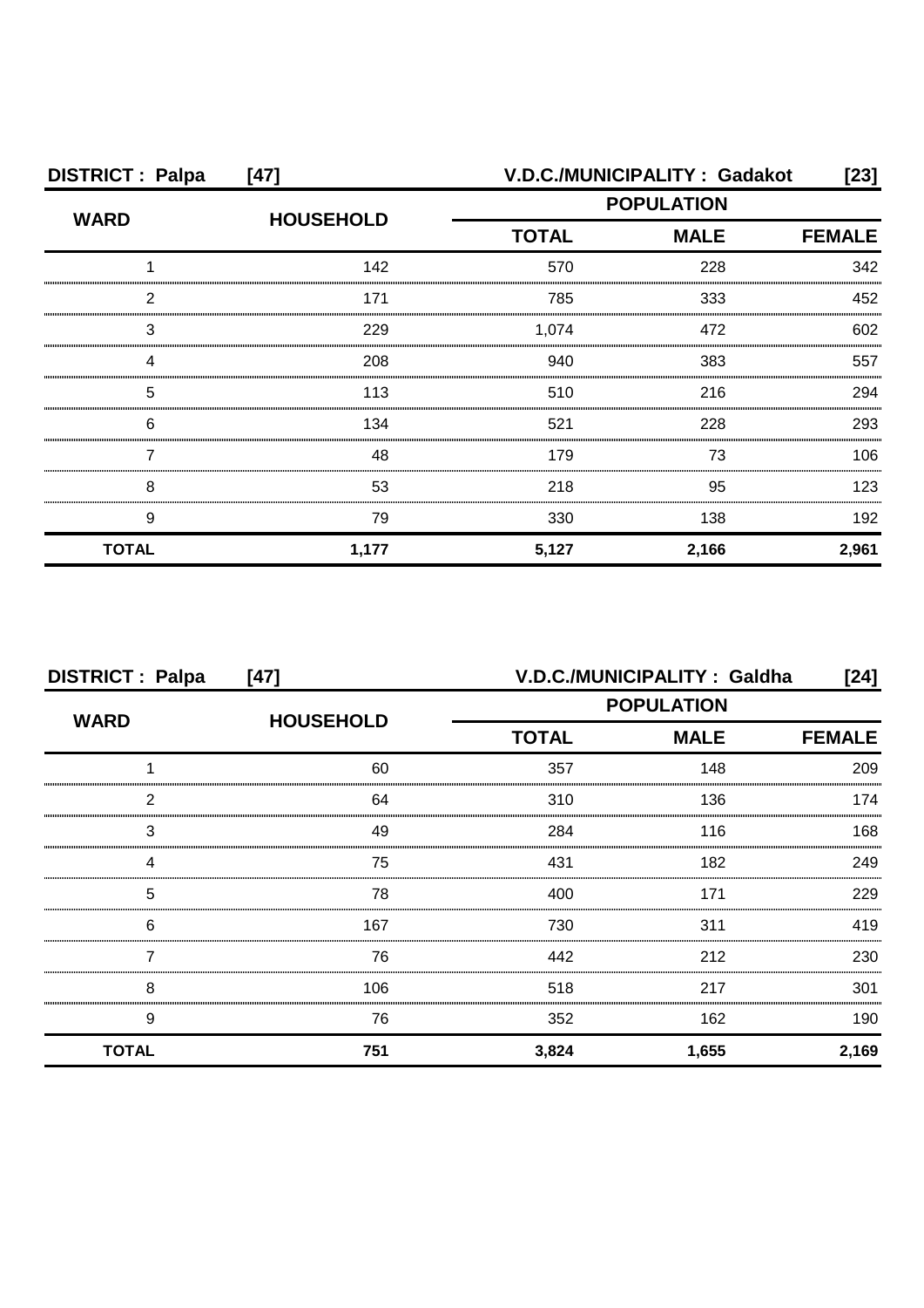**DISTRICT : Palpa [47] V.D.C./MUNICIPALITY : Gadakot [23]**

| WARD | HOUSEHOLD | POPULATION | | |
|---|---|---|---|---|
| | | TOTAL | MALE | FEMALE |
| 1 | 142 | 570 | 228 | 342 |
| 2 | 171 | 785 | 333 | 452 |
| 3 | 229 | 1,074 | 472 | 602 |
| 4 | 208 | 940 | 383 | 557 |
| 5 | 113 | 510 | 216 | 294 |
| 6 | 134 | 521 | 228 | 293 |
| 7 | 48 | 179 | 73 | 106 |
| 8 | 53 | 218 | 95 | 123 |
| 9 | 79 | 330 | 138 | 192 |
| **TOTAL** | **1,177** | **5,127** | **2,166** | **2,961** |

**DISTRICT : Palpa [47] V.D.C./MUNICIPALITY : Galdha [24]**

| WARD | HOUSEHOLD | POPULATION | | |
|---|---|---|---|---|
| | | TOTAL | MALE | FEMALE |
| 1 | 60 | 357 | 148 | 209 |
| 2 | 64 | 310 | 136 | 174 |
| 3 | 49 | 284 | 116 | 168 |
| 4 | 75 | 431 | 182 | 249 |
| 5 | 78 | 400 | 171 | 229 |
| 6 | 167 | 730 | 311 | 419 |
| 7 | 76 | 442 | 212 | 230 |
| 8 | 106 | 518 | 217 | 301 |
| 9 | 76 | 352 | 162 | 190 |
| **TOTAL** | **751** | **3,824** | **1,655** | **2,169** |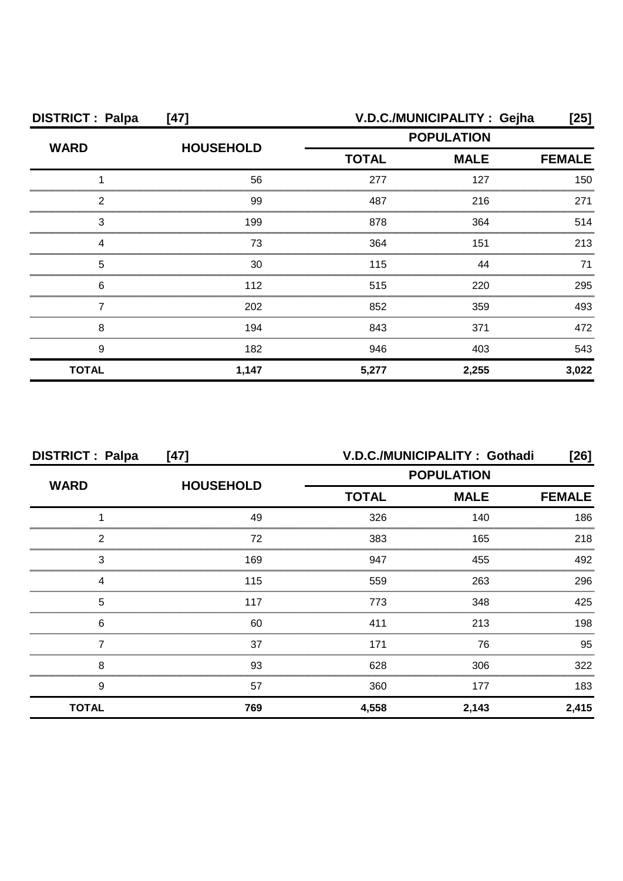**DISTRICT : Palpa [47] V.D.C./MUNICIPALITY : Gejha [25]**

| WARD | HOUSEHOLD | POPULATION | | |
|---|---|---|---|---|
| | | TOTAL | MALE | FEMALE |
| 1 | 56 | 277 | 127 | 150 |
| 2 | 99 | 487 | 216 | 271 |
| 3 | 199 | 878 | 364 | 514 |
| 4 | 73 | 364 | 151 | 213 |
| 5 | 30 | 115 | 44 | 71 |
| 6 | 112 | 515 | 220 | 295 |
| 7 | 202 | 852 | 359 | 493 |
| 8 | 194 | 843 | 371 | 472 |
| 9 | 182 | 946 | 403 | 543 |
| **TOTAL** | **1,147** | **5,277** | **2,255** | **3,022** |

**DISTRICT : Palpa [47] V.D.C./MUNICIPALITY : Gothadi [26]**

| WARD | HOUSEHOLD | POPULATION | | |
|---|---|---|---|---|
| | | TOTAL | MALE | FEMALE |
| 1 | 49 | 326 | 140 | 186 |
| 2 | 72 | 383 | 165 | 218 |
| 3 | 169 | 947 | 455 | 492 |
| 4 | 115 | 559 | 263 | 296 |
| 5 | 117 | 773 | 348 | 425 |
| 6 | 60 | 411 | 213 | 198 |
| 7 | 37 | 171 | 76 | 95 |
| 8 | 93 | 628 | 306 | 322 |
| 9 | 57 | 360 | 177 | 183 |
| **TOTAL** | **769** | **4,558** | **2,143** | **2,415** |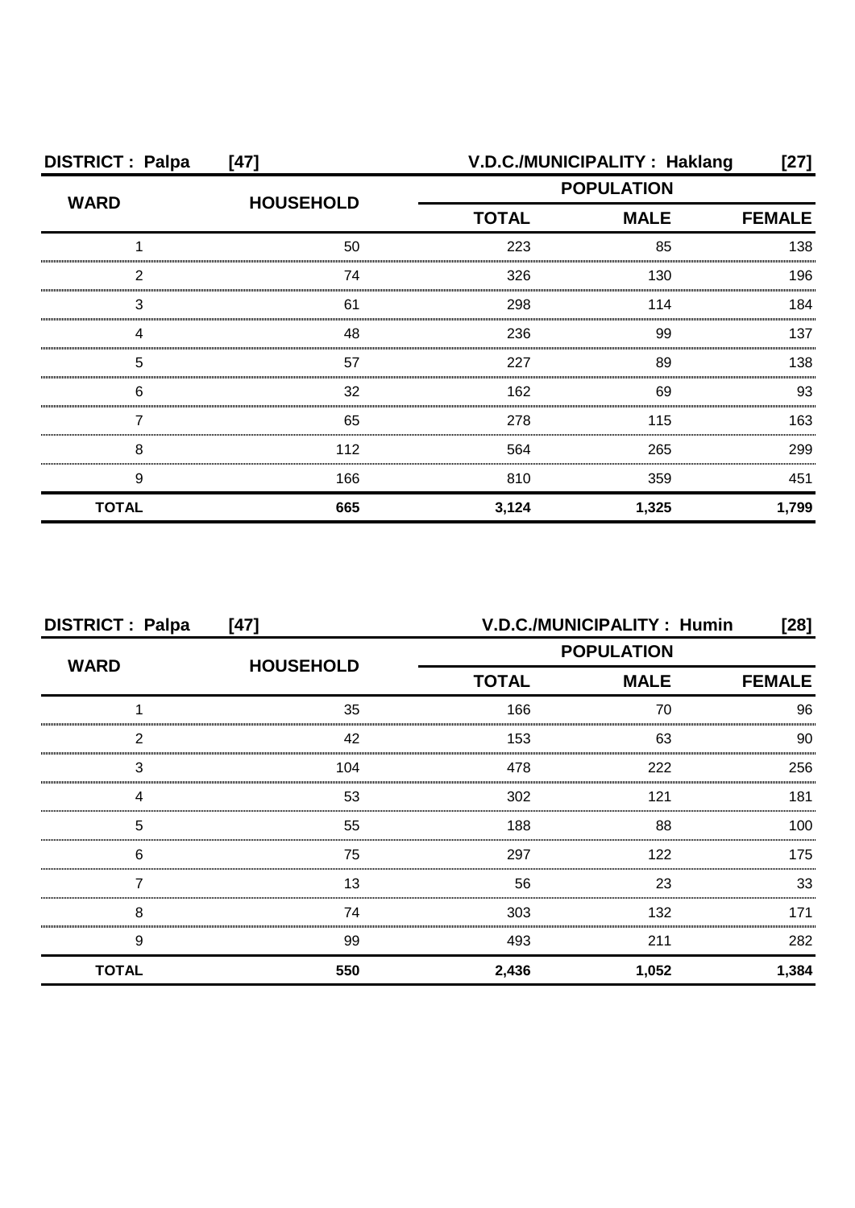**DISTRICT : Palpa [47]** **V.D.C./MUNICIPALITY : Haklang [27]**

| WARD | HOUSEHOLD | POPULATION | | |
|---|---|---|---|---|
| | | TOTAL | MALE | FEMALE |
| 1 | 50 | 223 | 85 | 138 |
| 2 | 74 | 326 | 130 | 196 |
| 3 | 61 | 298 | 114 | 184 |
| 4 | 48 | 236 | 99 | 137 |
| 5 | 57 | 227 | 89 | 138 |
| 6 | 32 | 162 | 69 | 93 |
| 7 | 65 | 278 | 115 | 163 |
| 8 | 112 | 564 | 265 | 299 |
| 9 | 166 | 810 | 359 | 451 |
| **TOTAL** | **665** | **3,124** | **1,325** | **1,799** |

**DISTRICT : Palpa [47]** **V.D.C./MUNICIPALITY : Humin [28]**

| WARD | HOUSEHOLD | POPULATION | | |
|---|---|---|---|---|
| | | TOTAL | MALE | FEMALE |
| 1 | 35 | 166 | 70 | 96 |
| 2 | 42 | 153 | 63 | 90 |
| 3 | 104 | 478 | 222 | 256 |
| 4 | 53 | 302 | 121 | 181 |
| 5 | 55 | 188 | 88 | 100 |
| 6 | 75 | 297 | 122 | 175 |
| 7 | 13 | 56 | 23 | 33 |
| 8 | 74 | 303 | 132 | 171 |
| 9 | 99 | 493 | 211 | 282 |
| **TOTAL** | **550** | **2,436** | **1,052** | **1,384** |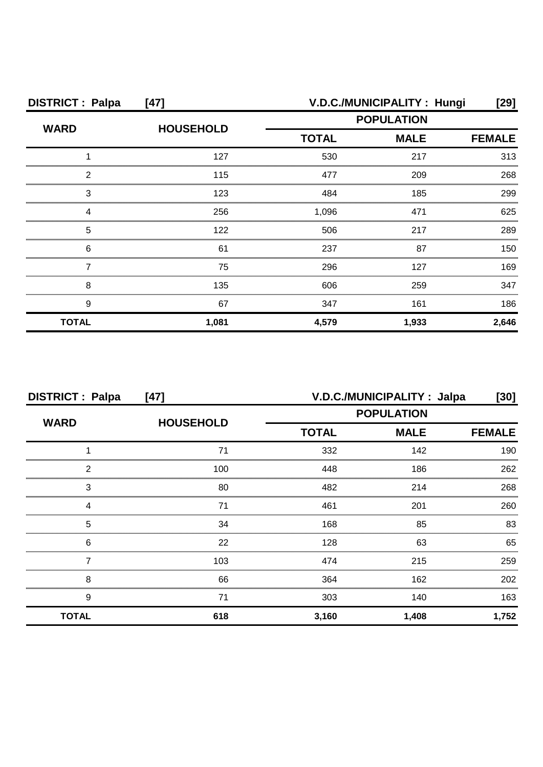**DISTRICT : Palpa [47]** **V.D.C./MUNICIPALITY : Hungi [29]**

| WARD | HOUSEHOLD | POPULATION | | |
|---|---|---|---|---|
| | | TOTAL | MALE | FEMALE |
| 1 | 127 | 530 | 217 | 313 |
| 2 | 115 | 477 | 209 | 268 |
| 3 | 123 | 484 | 185 | 299 |
| 4 | 256 | 1,096 | 471 | 625 |
| 5 | 122 | 506 | 217 | 289 |
| 6 | 61 | 237 | 87 | 150 |
| 7 | 75 | 296 | 127 | 169 |
| 8 | 135 | 606 | 259 | 347 |
| 9 | 67 | 347 | 161 | 186 |
| **TOTAL** | **1,081** | **4,579** | **1,933** | **2,646** |

**DISTRICT : Palpa [47]** **V.D.C./MUNICIPALITY : Jalpa [30]**

| WARD | HOUSEHOLD | POPULATION | | |
|---|---|---|---|---|
| | | TOTAL | MALE | FEMALE |
| 1 | 71 | 332 | 142 | 190 |
| 2 | 100 | 448 | 186 | 262 |
| 3 | 80 | 482 | 214 | 268 |
| 4 | 71 | 461 | 201 | 260 |
| 5 | 34 | 168 | 85 | 83 |
| 6 | 22 | 128 | 63 | 65 |
| 7 | 103 | 474 | 215 | 259 |
| 8 | 66 | 364 | 162 | 202 |
| 9 | 71 | 303 | 140 | 163 |
| **TOTAL** | **618** | **3,160** | **1,408** | **1,752** |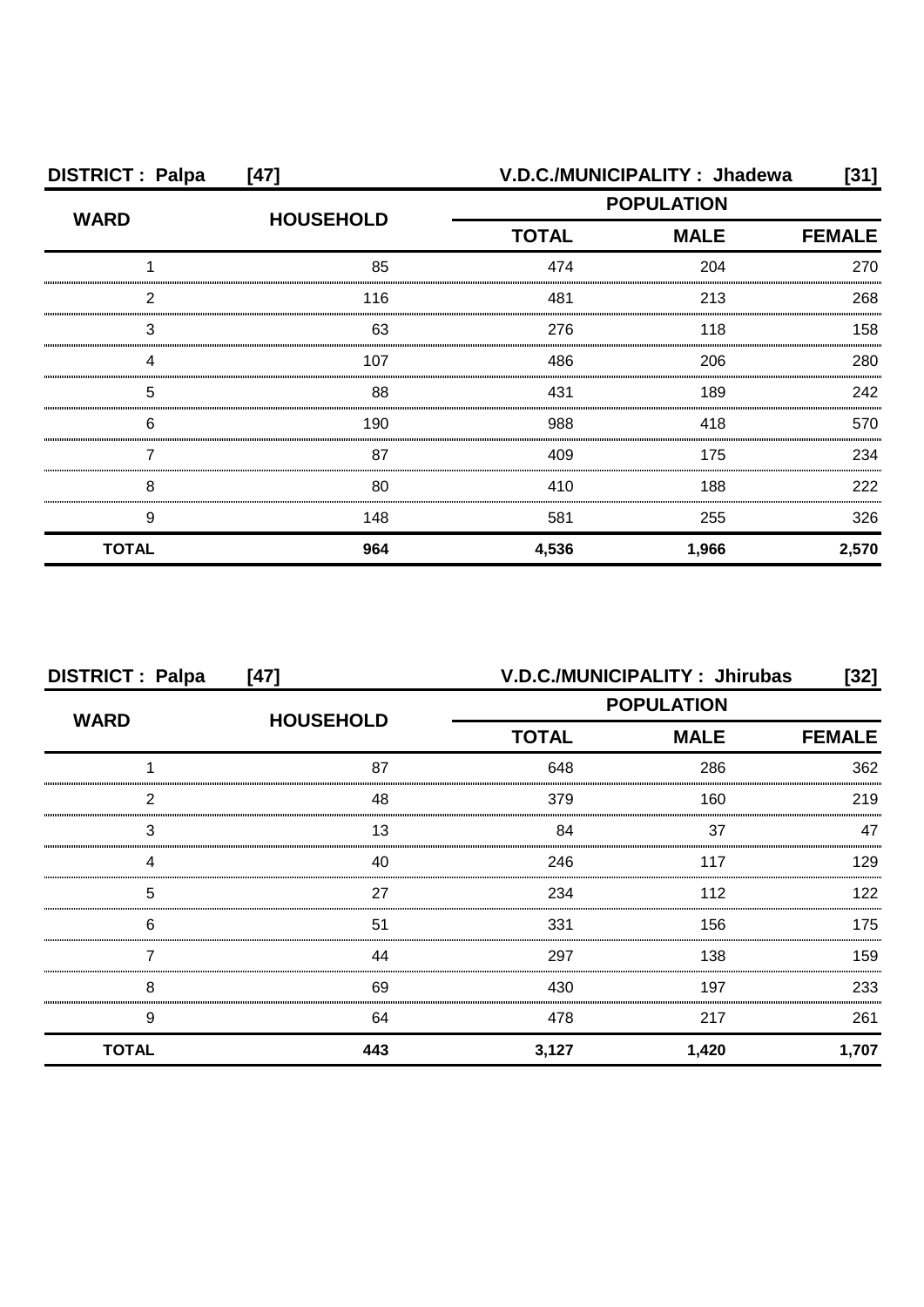| DISTRICT : Palpa | [47] | V.D.C./MUNICIPALITY : Jhadewa | | [31] |
|---|---|---|---|---|
| WARD | HOUSEHOLD | POPULATION | | |
| | | TOTAL | MALE | FEMALE |
| 1 | 85 | 474 | 204 | 270 |
| 2 | 116 | 481 | 213 | 268 |
| 3 | 63 | 276 | 118 | 158 |
| 4 | 107 | 486 | 206 | 280 |
| 5 | 88 | 431 | 189 | 242 |
| 6 | 190 | 988 | 418 | 570 |
| 7 | 87 | 409 | 175 | 234 |
| 8 | 80 | 410 | 188 | 222 |
| 9 | 148 | 581 | 255 | 326 |
| **TOTAL** | **964** | **4,536** | **1,966** | **2,570** |

| DISTRICT : Palpa | [47] | V.D.C./MUNICIPALITY : Jhirubas | | [32] |
|---|---|---|---|---|
| WARD | HOUSEHOLD | POPULATION | | |
| | | TOTAL | MALE | FEMALE |
| 1 | 87 | 648 | 286 | 362 |
| 2 | 48 | 379 | 160 | 219 |
| 3 | 13 | 84 | 37 | 47 |
| 4 | 40 | 246 | 117 | 129 |
| 5 | 27 | 234 | 112 | 122 |
| 6 | 51 | 331 | 156 | 175 |
| 7 | 44 | 297 | 138 | 159 |
| 8 | 69 | 430 | 197 | 233 |
| 9 | 64 | 478 | 217 | 261 |
| **TOTAL** | **443** | **3,127** | **1,420** | **1,707** |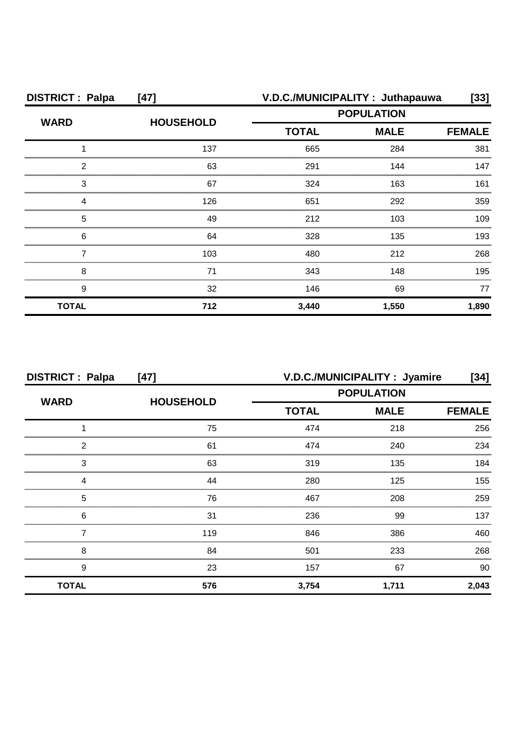**DISTRICT : Palpa [47] V.D.C./MUNICIPALITY : Juthapauwa [33]**

| WARD | HOUSEHOLD | POPULATION | | |
|---|---|---|---|---|
| | | TOTAL | MALE | FEMALE |
| 1 | 137 | 665 | 284 | 381 |
| 2 | 63 | 291 | 144 | 147 |
| 3 | 67 | 324 | 163 | 161 |
| 4 | 126 | 651 | 292 | 359 |
| 5 | 49 | 212 | 103 | 109 |
| 6 | 64 | 328 | 135 | 193 |
| 7 | 103 | 480 | 212 | 268 |
| 8 | 71 | 343 | 148 | 195 |
| 9 | 32 | 146 | 69 | 77 |
| **TOTAL** | **712** | **3,440** | **1,550** | **1,890** |

**DISTRICT : Palpa [47] V.D.C./MUNICIPALITY : Jyamire [34]**

| WARD | HOUSEHOLD | POPULATION | | |
|---|---|---|---|---|
| | | TOTAL | MALE | FEMALE |
| 1 | 75 | 474 | 218 | 256 |
| 2 | 61 | 474 | 240 | 234 |
| 3 | 63 | 319 | 135 | 184 |
| 4 | 44 | 280 | 125 | 155 |
| 5 | 76 | 467 | 208 | 259 |
| 6 | 31 | 236 | 99 | 137 |
| 7 | 119 | 846 | 386 | 460 |
| 8 | 84 | 501 | 233 | 268 |
| 9 | 23 | 157 | 67 | 90 |
| **TOTAL** | **576** | **3,754** | **1,711** | **2,043** |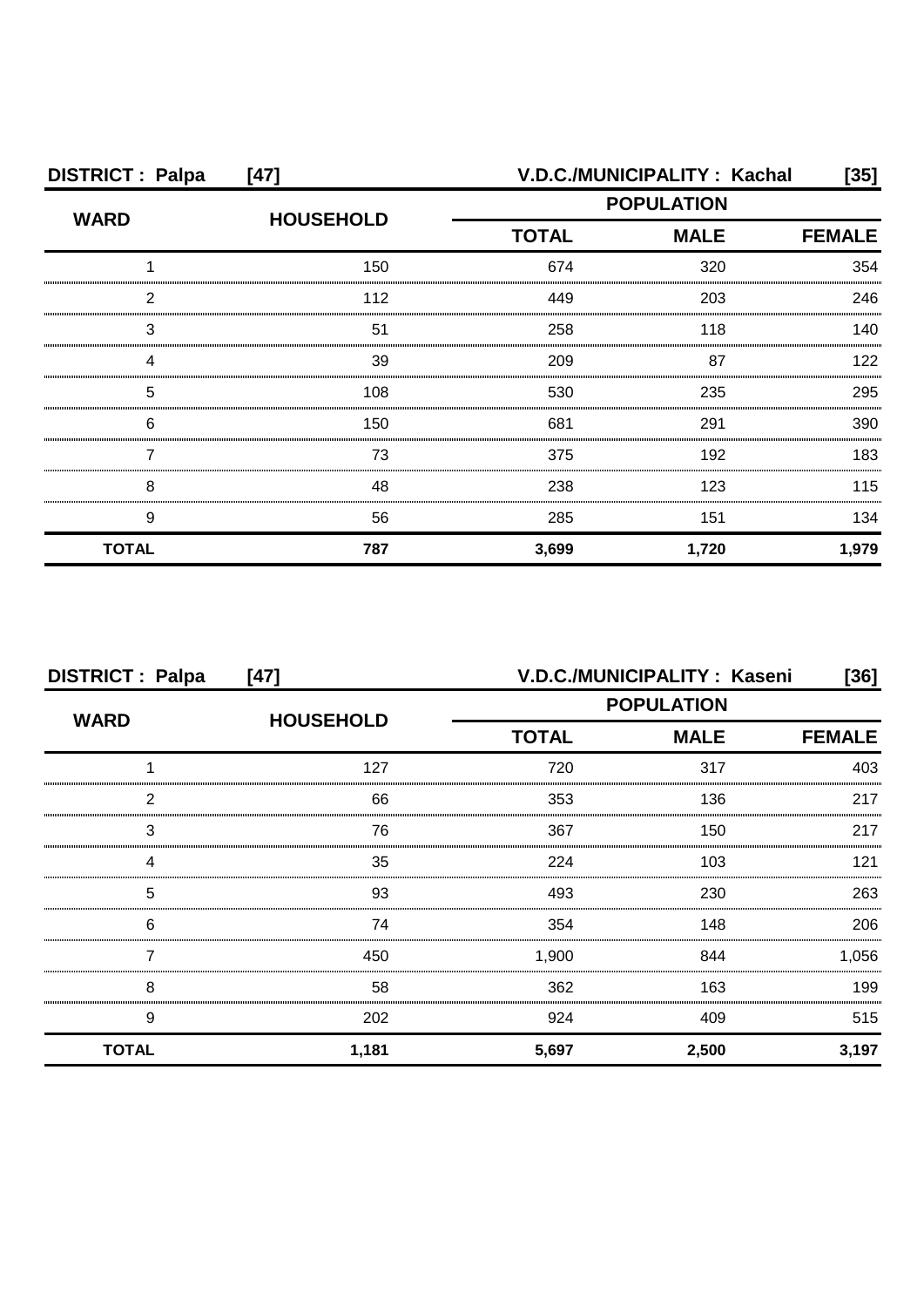**DISTRICT : Palpa [47]** **V.D.C./MUNICIPALITY : Kachal [35]**

| WARD | HOUSEHOLD | POPULATION | | |
|---|---|---|---|---|
| | | TOTAL | MALE | FEMALE |
| 1 | 150 | 674 | 320 | 354 |
| 2 | 112 | 449 | 203 | 246 |
| 3 | 51 | 258 | 118 | 140 |
| 4 | 39 | 209 | 87 | 122 |
| 5 | 108 | 530 | 235 | 295 |
| 6 | 150 | 681 | 291 | 390 |
| 7 | 73 | 375 | 192 | 183 |
| 8 | 48 | 238 | 123 | 115 |
| 9 | 56 | 285 | 151 | 134 |
| **TOTAL** | **787** | **3,699** | **1,720** | **1,979** |

**DISTRICT : Palpa [47]** **V.D.C./MUNICIPALITY : Kaseni [36]**

| WARD | HOUSEHOLD | POPULATION | | |
|---|---|---|---|---|
| | | TOTAL | MALE | FEMALE |
| 1 | 127 | 720 | 317 | 403 |
| 2 | 66 | 353 | 136 | 217 |
| 3 | 76 | 367 | 150 | 217 |
| 4 | 35 | 224 | 103 | 121 |
| 5 | 93 | 493 | 230 | 263 |
| 6 | 74 | 354 | 148 | 206 |
| 7 | 450 | 1,900 | 844 | 1,056 |
| 8 | 58 | 362 | 163 | 199 |
| 9 | 202 | 924 | 409 | 515 |
| **TOTAL** | **1,181** | **5,697** | **2,500** | **3,197** |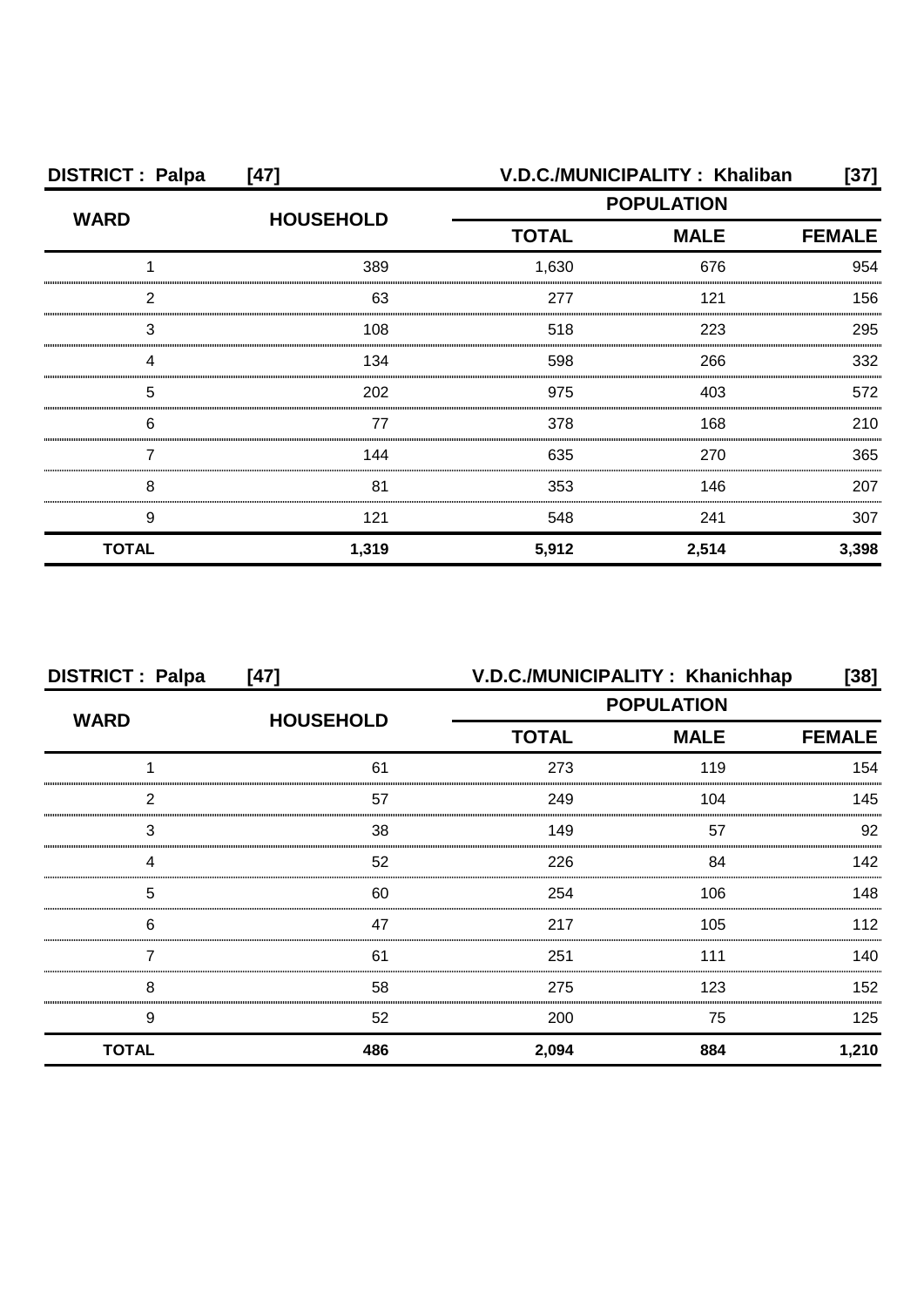DISTRICT : Palpa [47] V.D.C./MUNICIPALITY : Khaliban [37]

| WARD | HOUSEHOLD | POPULATION | | |
|---|---|---|---|---|
| | | TOTAL | MALE | FEMALE |
| 1 | 389 | 1,630 | 676 | 954 |
| 2 | 63 | 277 | 121 | 156 |
| 3 | 108 | 518 | 223 | 295 |
| 4 | 134 | 598 | 266 | 332 |
| 5 | 202 | 975 | 403 | 572 |
| 6 | 77 | 378 | 168 | 210 |
| 7 | 144 | 635 | 270 | 365 |
| 8 | 81 | 353 | 146 | 207 |
| 9 | 121 | 548 | 241 | 307 |
| **TOTAL** | **1,319** | **5,912** | **2,514** | **3,398** |

DISTRICT : Palpa [47] V.D.C./MUNICIPALITY : Khanichhap [38]

| WARD | HOUSEHOLD | POPULATION | | |
|---|---|---|---|---|
| | | TOTAL | MALE | FEMALE |
| 1 | 61 | 273 | 119 | 154 |
| 2 | 57 | 249 | 104 | 145 |
| 3 | 38 | 149 | 57 | 92 |
| 4 | 52 | 226 | 84 | 142 |
| 5 | 60 | 254 | 106 | 148 |
| 6 | 47 | 217 | 105 | 112 |
| 7 | 61 | 251 | 111 | 140 |
| 8 | 58 | 275 | 123 | 152 |
| 9 | 52 | 200 | 75 | 125 |
| **TOTAL** | **486** | **2,094** | **884** | **1,210** |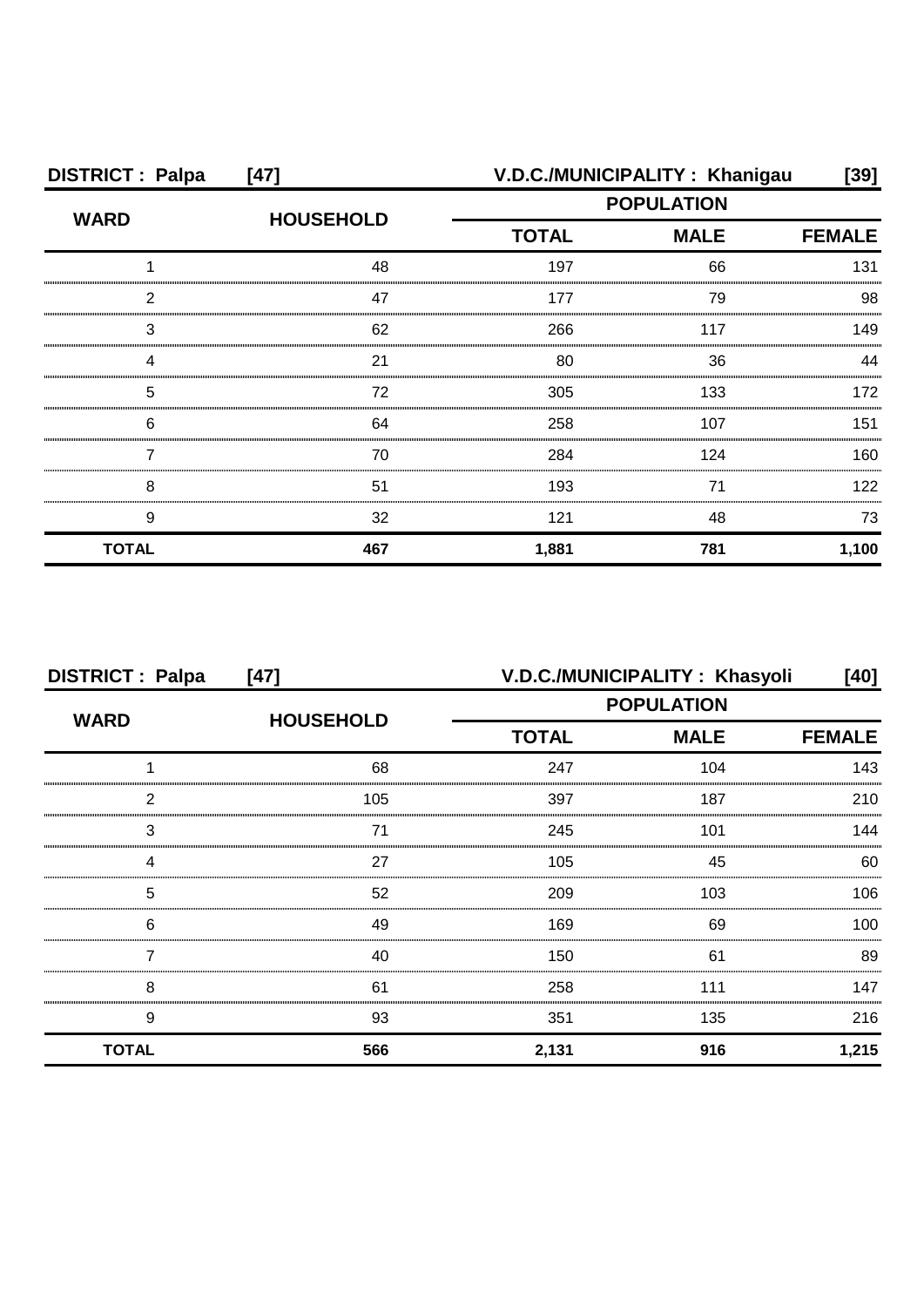**DISTRICT : Palpa [47] V.D.C./MUNICIPALITY : Khanigau [39]**

| WARD | HOUSEHOLD | POPULATION | | |
|---|---|---|---|---|
| | | TOTAL | MALE | FEMALE |
| 1 | 48 | 197 | 66 | 131 |
| 2 | 47 | 177 | 79 | 98 |
| 3 | 62 | 266 | 117 | 149 |
| 4 | 21 | 80 | 36 | 44 |
| 5 | 72 | 305 | 133 | 172 |
| 6 | 64 | 258 | 107 | 151 |
| 7 | 70 | 284 | 124 | 160 |
| 8 | 51 | 193 | 71 | 122 |
| 9 | 32 | 121 | 48 | 73 |
| **TOTAL** | **467** | **1,881** | **781** | **1,100** |

**DISTRICT : Palpa [47] V.D.C./MUNICIPALITY : Khasyoli [40]**

| WARD | HOUSEHOLD | POPULATION | | |
|---|---|---|---|---|
| | | TOTAL | MALE | FEMALE |
| 1 | 68 | 247 | 104 | 143 |
| 2 | 105 | 397 | 187 | 210 |
| 3 | 71 | 245 | 101 | 144 |
| 4 | 27 | 105 | 45 | 60 |
| 5 | 52 | 209 | 103 | 106 |
| 6 | 49 | 169 | 69 | 100 |
| 7 | 40 | 150 | 61 | 89 |
| 8 | 61 | 258 | 111 | 147 |
| 9 | 93 | 351 | 135 | 216 |
| **TOTAL** | **566** | **2,131** | **916** | **1,215** |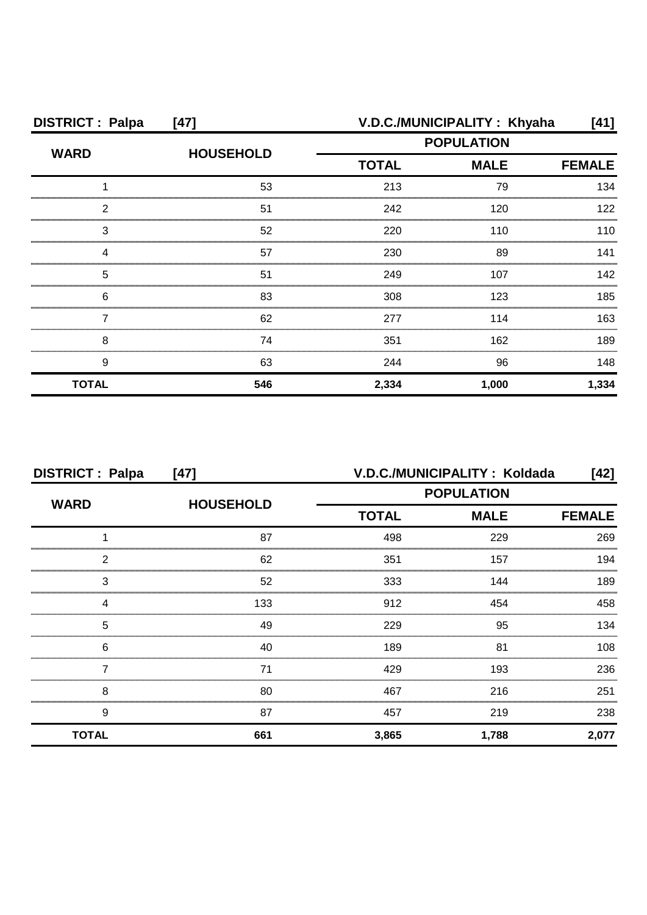**DISTRICT : Palpa [47]** **V.D.C./MUNICIPALITY : Khyaha [41]**

| WARD | HOUSEHOLD | POPULATION | | |
|---|---|---|---|---|
| | | TOTAL | MALE | FEMALE |
| 1 | 53 | 213 | 79 | 134 |
| 2 | 51 | 242 | 120 | 122 |
| 3 | 52 | 220 | 110 | 110 |
| 4 | 57 | 230 | 89 | 141 |
| 5 | 51 | 249 | 107 | 142 |
| 6 | 83 | 308 | 123 | 185 |
| 7 | 62 | 277 | 114 | 163 |
| 8 | 74 | 351 | 162 | 189 |
| 9 | 63 | 244 | 96 | 148 |
| **TOTAL** | **546** | **2,334** | **1,000** | **1,334** |

**DISTRICT : Palpa [47]** **V.D.C./MUNICIPALITY : Koldada [42]**

| WARD | HOUSEHOLD | POPULATION | | |
|---|---|---|---|---|
| | | TOTAL | MALE | FEMALE |
| 1 | 87 | 498 | 229 | 269 |
| 2 | 62 | 351 | 157 | 194 |
| 3 | 52 | 333 | 144 | 189 |
| 4 | 133 | 912 | 454 | 458 |
| 5 | 49 | 229 | 95 | 134 |
| 6 | 40 | 189 | 81 | 108 |
| 7 | 71 | 429 | 193 | 236 |
| 8 | 80 | 467 | 216 | 251 |
| 9 | 87 | 457 | 219 | 238 |
| **TOTAL** | **661** | **3,865** | **1,788** | **2,077** |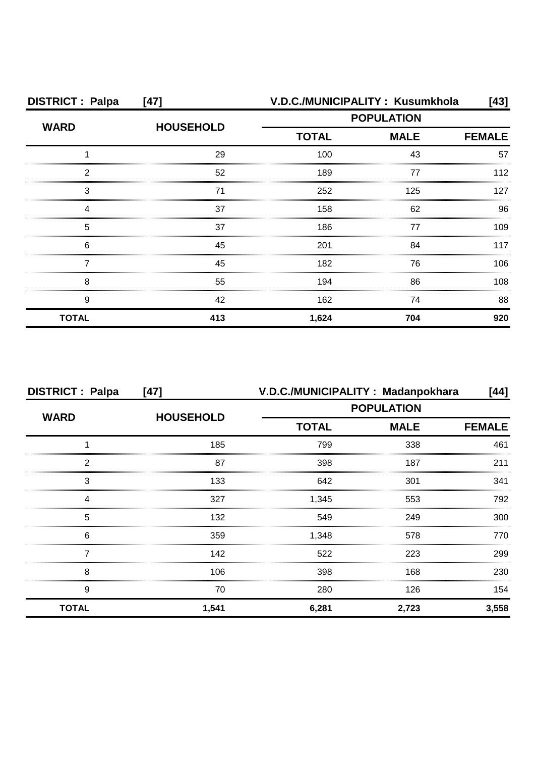**DISTRICT : Palpa [47] V.D.C./MUNICIPALITY : Kusumkhola [43]**

| WARD | HOUSEHOLD | POPULATION | | |
|---|---|---|---|---|
| | | TOTAL | MALE | FEMALE |
| 1 | 29 | 100 | 43 | 57 |
| 2 | 52 | 189 | 77 | 112 |
| 3 | 71 | 252 | 125 | 127 |
| 4 | 37 | 158 | 62 | 96 |
| 5 | 37 | 186 | 77 | 109 |
| 6 | 45 | 201 | 84 | 117 |
| 7 | 45 | 182 | 76 | 106 |
| 8 | 55 | 194 | 86 | 108 |
| 9 | 42 | 162 | 74 | 88 |
| **TOTAL** | **413** | **1,624** | **704** | **920** |

**DISTRICT : Palpa [47] V.D.C./MUNICIPALITY : Madanpokhara [44]**

| WARD | HOUSEHOLD | POPULATION | | |
|---|---|---|---|---|
| | | TOTAL | MALE | FEMALE |
| 1 | 185 | 799 | 338 | 461 |
| 2 | 87 | 398 | 187 | 211 |
| 3 | 133 | 642 | 301 | 341 |
| 4 | 327 | 1,345 | 553 | 792 |
| 5 | 132 | 549 | 249 | 300 |
| 6 | 359 | 1,348 | 578 | 770 |
| 7 | 142 | 522 | 223 | 299 |
| 8 | 106 | 398 | 168 | 230 |
| 9 | 70 | 280 | 126 | 154 |
| **TOTAL** | **1,541** | **6,281** | **2,723** | **3,558** |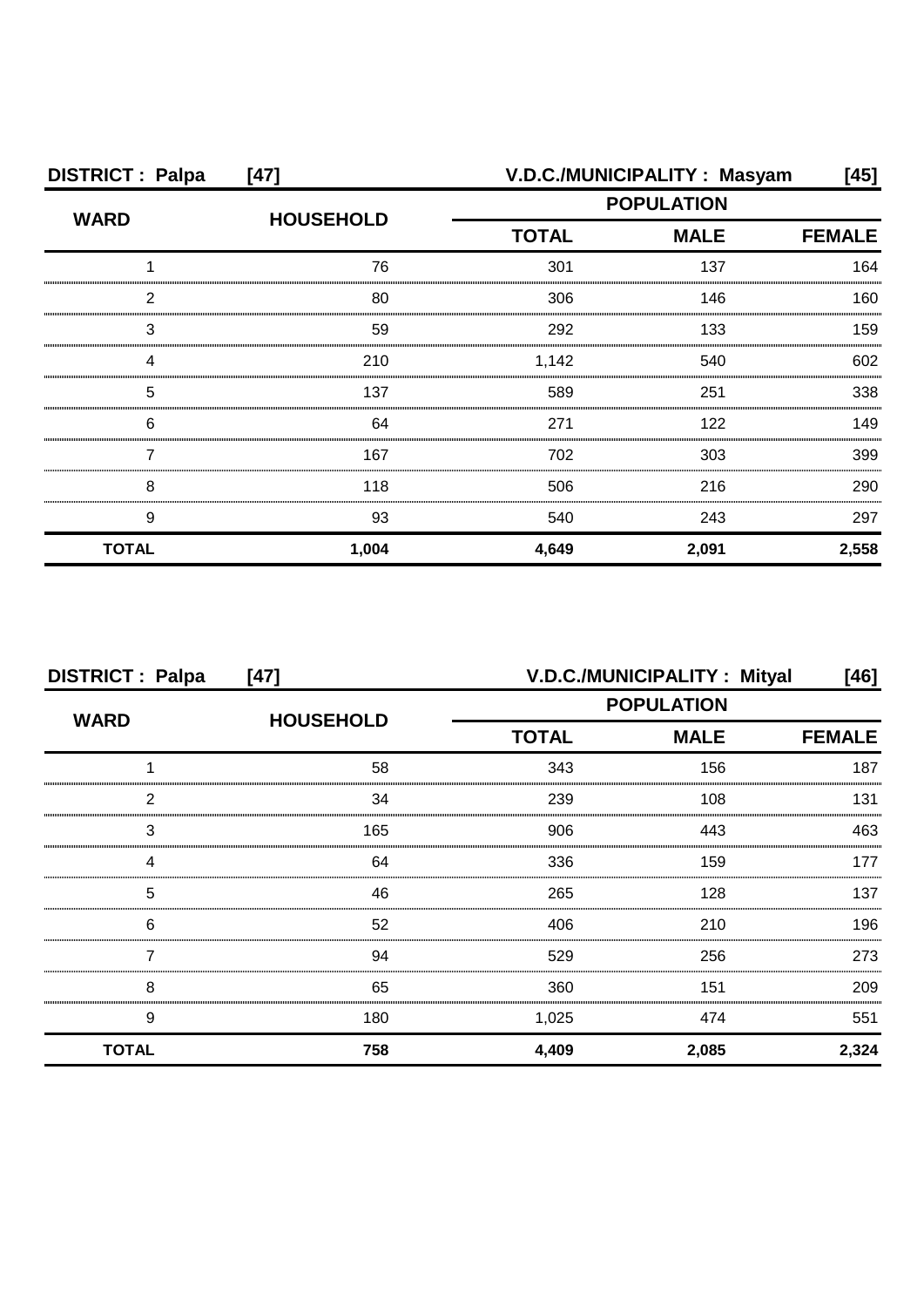**DISTRICT : Palpa [47] V.D.C./MUNICIPALITY : Masyam [45]**

| WARD | HOUSEHOLD | POPULATION | | |
|---|---|---|---|---|
| | | TOTAL | MALE | FEMALE |
| 1 | 76 | 301 | 137 | 164 |
| 2 | 80 | 306 | 146 | 160 |
| 3 | 59 | 292 | 133 | 159 |
| 4 | 210 | 1,142 | 540 | 602 |
| 5 | 137 | 589 | 251 | 338 |
| 6 | 64 | 271 | 122 | 149 |
| 7 | 167 | 702 | 303 | 399 |
| 8 | 118 | 506 | 216 | 290 |
| 9 | 93 | 540 | 243 | 297 |
| **TOTAL** | **1,004** | **4,649** | **2,091** | **2,558** |

**DISTRICT : Palpa [47] V.D.C./MUNICIPALITY : Mityal [46]**

| WARD | HOUSEHOLD | POPULATION | | |
|---|---|---|---|---|
| | | TOTAL | MALE | FEMALE |
| 1 | 58 | 343 | 156 | 187 |
| 2 | 34 | 239 | 108 | 131 |
| 3 | 165 | 906 | 443 | 463 |
| 4 | 64 | 336 | 159 | 177 |
| 5 | 46 | 265 | 128 | 137 |
| 6 | 52 | 406 | 210 | 196 |
| 7 | 94 | 529 | 256 | 273 |
| 8 | 65 | 360 | 151 | 209 |
| 9 | 180 | 1,025 | 474 | 551 |
| **TOTAL** | **758** | **4,409** | **2,085** | **2,324** |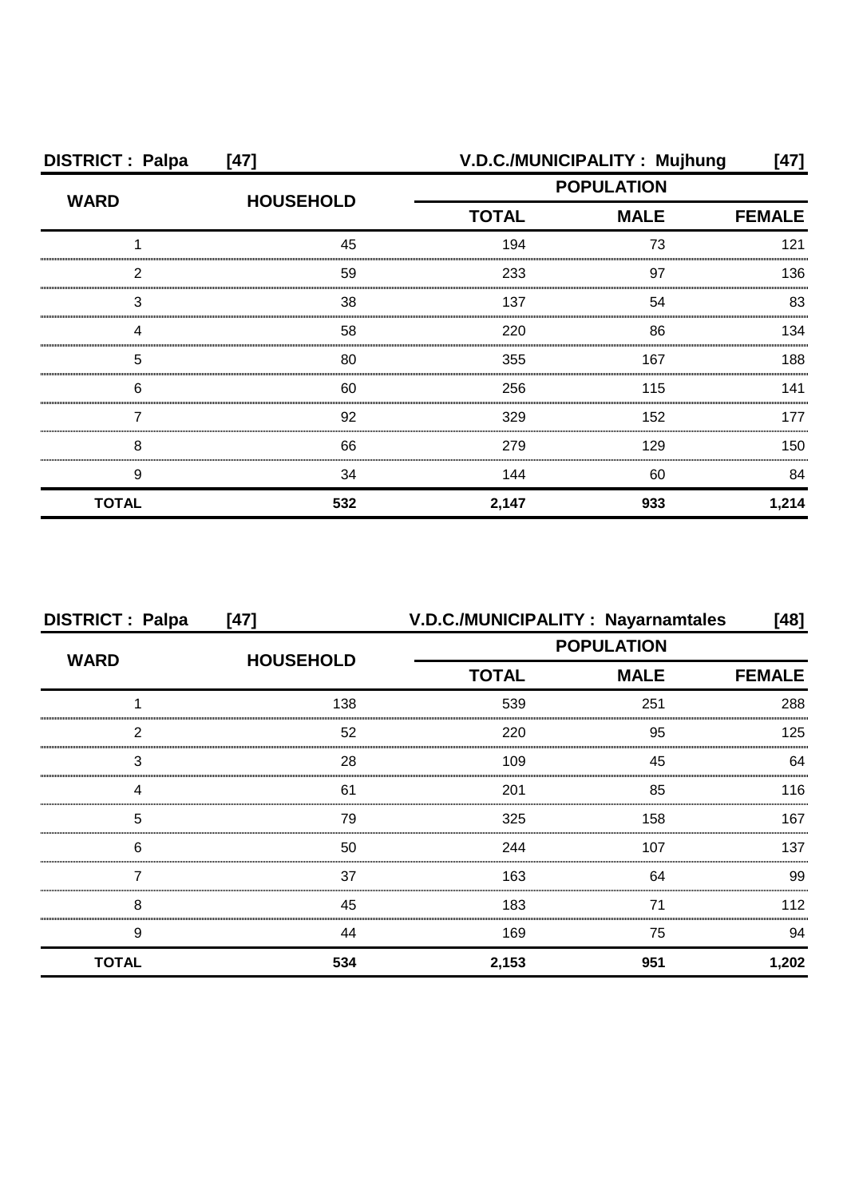**DISTRICT : Palpa [47] V.D.C./MUNICIPALITY : Mujhung [47]**

| WARD | HOUSEHOLD | POPULATION | | |
|---|---|---|---|---|
| | | TOTAL | MALE | FEMALE |
| 1 | 45 | 194 | 73 | 121 |
| 2 | 59 | 233 | 97 | 136 |
| 3 | 38 | 137 | 54 | 83 |
| 4 | 58 | 220 | 86 | 134 |
| 5 | 80 | 355 | 167 | 188 |
| 6 | 60 | 256 | 115 | 141 |
| 7 | 92 | 329 | 152 | 177 |
| 8 | 66 | 279 | 129 | 150 |
| 9 | 34 | 144 | 60 | 84 |
| **TOTAL** | **532** | **2,147** | **933** | **1,214** |

**DISTRICT : Palpa [47] V.D.C./MUNICIPALITY : Nayarnamtales [48]**

| WARD | HOUSEHOLD | POPULATION | | |
|---|---|---|---|---|
| | | TOTAL | MALE | FEMALE |
| 1 | 138 | 539 | 251 | 288 |
| 2 | 52 | 220 | 95 | 125 |
| 3 | 28 | 109 | 45 | 64 |
| 4 | 61 | 201 | 85 | 116 |
| 5 | 79 | 325 | 158 | 167 |
| 6 | 50 | 244 | 107 | 137 |
| 7 | 37 | 163 | 64 | 99 |
| 8 | 45 | 183 | 71 | 112 |
| 9 | 44 | 169 | 75 | 94 |
| **TOTAL** | **534** | **2,153** | **951** | **1,202** |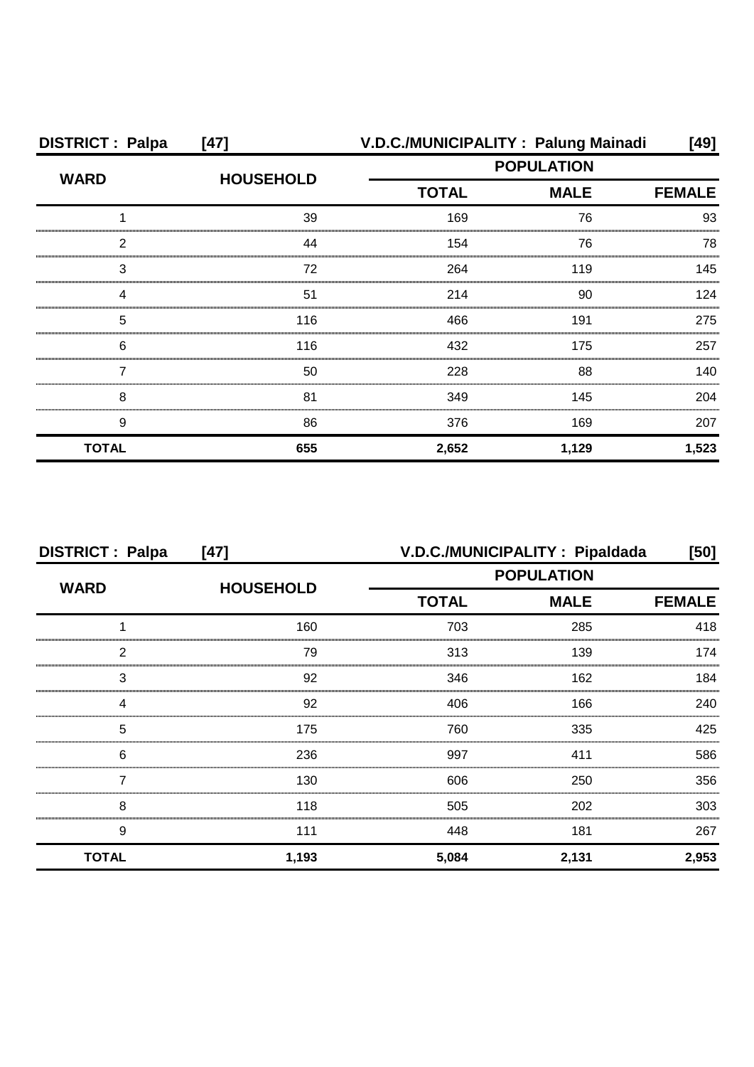**DISTRICT : Palpa [47]** **V.D.C./MUNICIPALITY : Palung Mainadi [49]**

| WARD | HOUSEHOLD | POPULATION | | |
|---|---|---|---|---|
| | | TOTAL | MALE | FEMALE |
| 1 | 39 | 169 | 76 | 93 |
| 2 | 44 | 154 | 76 | 78 |
| 3 | 72 | 264 | 119 | 145 |
| 4 | 51 | 214 | 90 | 124 |
| 5 | 116 | 466 | 191 | 275 |
| 6 | 116 | 432 | 175 | 257 |
| 7 | 50 | 228 | 88 | 140 |
| 8 | 81 | 349 | 145 | 204 |
| 9 | 86 | 376 | 169 | 207 |
| **TOTAL** | **655** | **2,652** | **1,129** | **1,523** |

**DISTRICT : Palpa [47]** **V.D.C./MUNICIPALITY : Pipaldada [50]**

| WARD | HOUSEHOLD | POPULATION | | |
|---|---|---|---|---|
| | | TOTAL | MALE | FEMALE |
| 1 | 160 | 703 | 285 | 418 |
| 2 | 79 | 313 | 139 | 174 |
| 3 | 92 | 346 | 162 | 184 |
| 4 | 92 | 406 | 166 | 240 |
| 5 | 175 | 760 | 335 | 425 |
| 6 | 236 | 997 | 411 | 586 |
| 7 | 130 | 606 | 250 | 356 |
| 8 | 118 | 505 | 202 | 303 |
| 9 | 111 | 448 | 181 | 267 |
| **TOTAL** | **1,193** | **5,084** | **2,131** | **2,953** |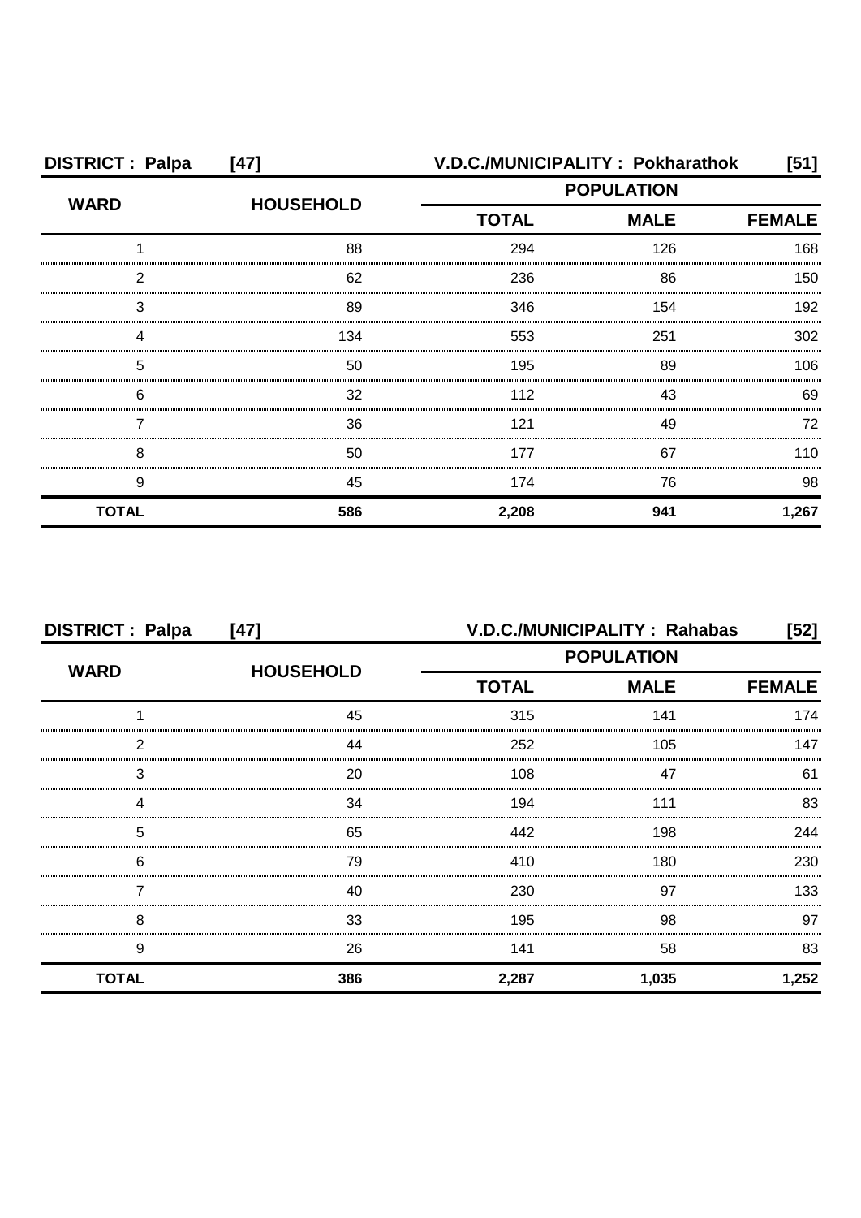**DISTRICT : Palpa [47]** **V.D.C./MUNICIPALITY : Pokharathok [51]**

| WARD | HOUSEHOLD | POPULATION | | |
|---|---|---|---|---|
| | | TOTAL | MALE | FEMALE |
| 1 | 88 | 294 | 126 | 168 |
| 2 | 62 | 236 | 86 | 150 |
| 3 | 89 | 346 | 154 | 192 |
| 4 | 134 | 553 | 251 | 302 |
| 5 | 50 | 195 | 89 | 106 |
| 6 | 32 | 112 | 43 | 69 |
| 7 | 36 | 121 | 49 | 72 |
| 8 | 50 | 177 | 67 | 110 |
| 9 | 45 | 174 | 76 | 98 |
| **TOTAL** | **586** | **2,208** | **941** | **1,267** |

**DISTRICT : Palpa [47]** **V.D.C./MUNICIPALITY : Rahabas [52]**

| WARD | HOUSEHOLD | POPULATION | | |
|---|---|---|---|---|
| | | TOTAL | MALE | FEMALE |
| 1 | 45 | 315 | 141 | 174 |
| 2 | 44 | 252 | 105 | 147 |
| 3 | 20 | 108 | 47 | 61 |
| 4 | 34 | 194 | 111 | 83 |
| 5 | 65 | 442 | 198 | 244 |
| 6 | 79 | 410 | 180 | 230 |
| 7 | 40 | 230 | 97 | 133 |
| 8 | 33 | 195 | 98 | 97 |
| 9 | 26 | 141 | 58 | 83 |
| **TOTAL** | **386** | **2,287** | **1,035** | **1,252** |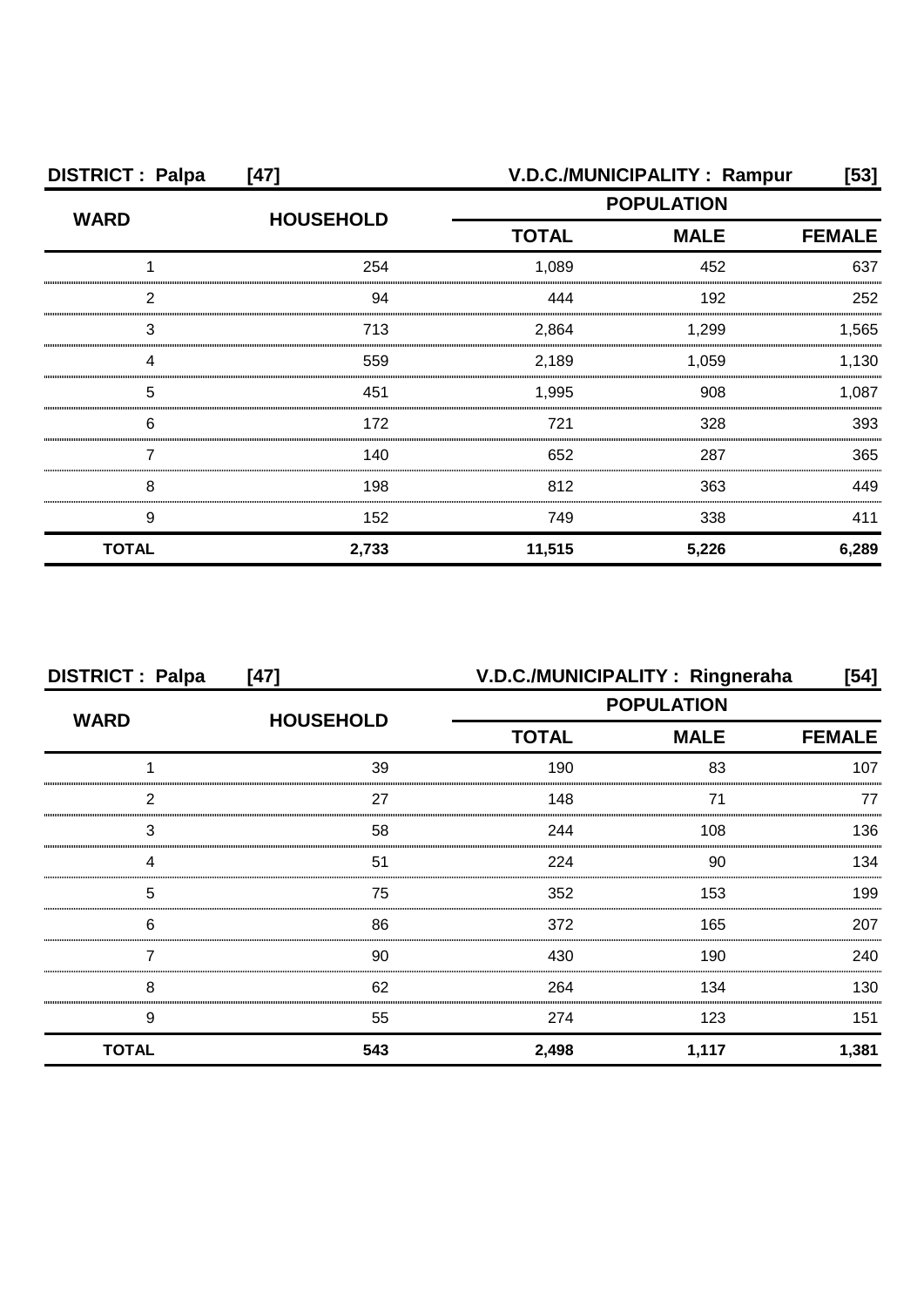**DISTRICT : Palpa [47] V.D.C./MUNICIPALITY : Rampur [53]**

| WARD | HOUSEHOLD | POPULATION | | |
|---|---|---|---|---|
| | | TOTAL | MALE | FEMALE |
| 1 | 254 | 1,089 | 452 | 637 |
| 2 | 94 | 444 | 192 | 252 |
| 3 | 713 | 2,864 | 1,299 | 1,565 |
| 4 | 559 | 2,189 | 1,059 | 1,130 |
| 5 | 451 | 1,995 | 908 | 1,087 |
| 6 | 172 | 721 | 328 | 393 |
| 7 | 140 | 652 | 287 | 365 |
| 8 | 198 | 812 | 363 | 449 |
| 9 | 152 | 749 | 338 | 411 |
| **TOTAL** | **2,733** | **11,515** | **5,226** | **6,289** |

**DISTRICT : Palpa [47] V.D.C./MUNICIPALITY : Ringneraha [54]**

| WARD | HOUSEHOLD | POPULATION | | |
|---|---|---|---|---|
| | | TOTAL | MALE | FEMALE |
| 1 | 39 | 190 | 83 | 107 |
| 2 | 27 | 148 | 71 | 77 |
| 3 | 58 | 244 | 108 | 136 |
| 4 | 51 | 224 | 90 | 134 |
| 5 | 75 | 352 | 153 | 199 |
| 6 | 86 | 372 | 165 | 207 |
| 7 | 90 | 430 | 190 | 240 |
| 8 | 62 | 264 | 134 | 130 |
| 9 | 55 | 274 | 123 | 151 |
| **TOTAL** | **543** | **2,498** | **1,117** | **1,381** |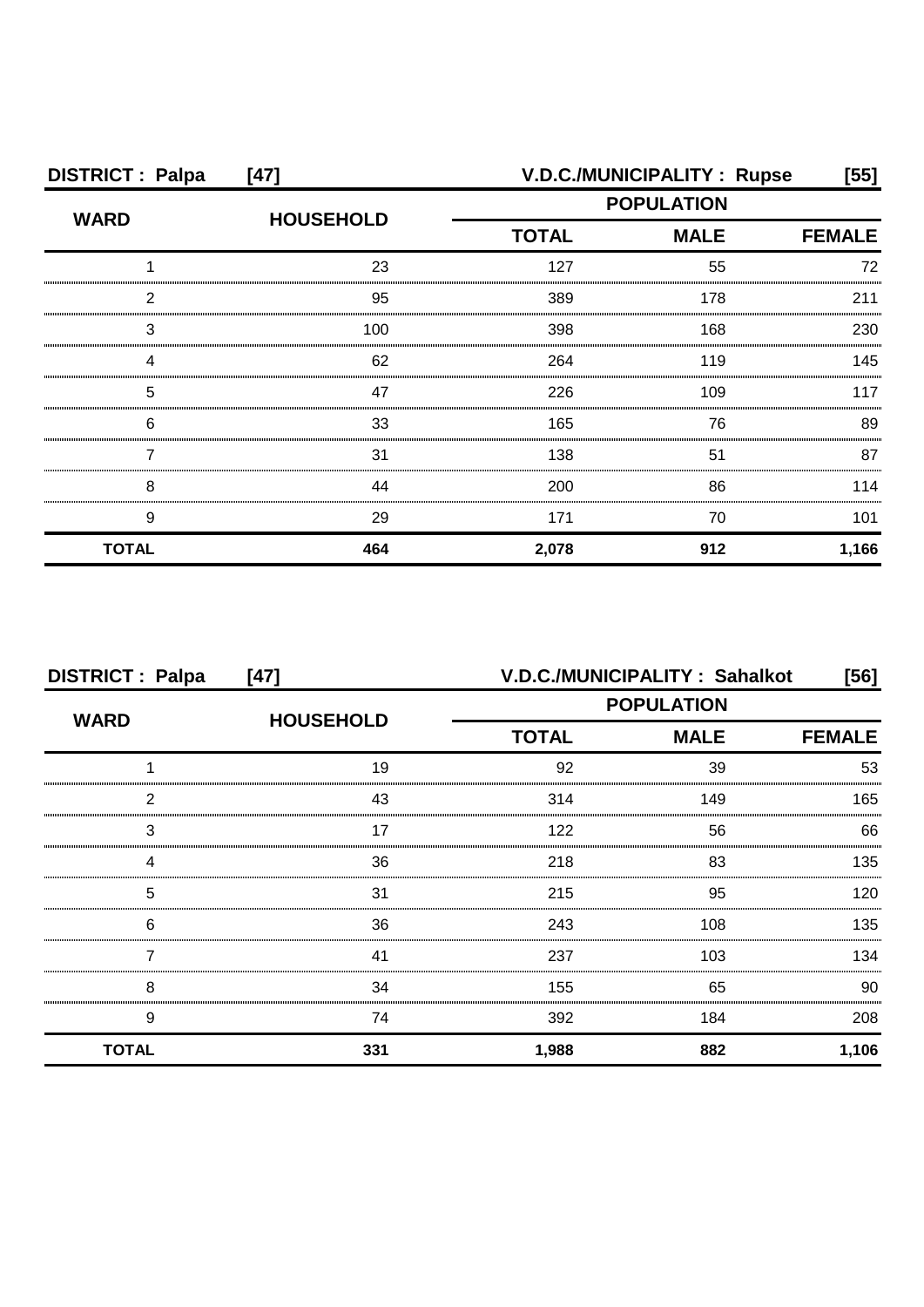**DISTRICT : Palpa [47] V.D.C./MUNICIPALITY : Rupse [55]**

| WARD | HOUSEHOLD | POPULATION | | |
|---|---|---|---|---|
| | | TOTAL | MALE | FEMALE |
| 1 | 23 | 127 | 55 | 72 |
| 2 | 95 | 389 | 178 | 211 |
| 3 | 100 | 398 | 168 | 230 |
| 4 | 62 | 264 | 119 | 145 |
| 5 | 47 | 226 | 109 | 117 |
| 6 | 33 | 165 | 76 | 89 |
| 7 | 31 | 138 | 51 | 87 |
| 8 | 44 | 200 | 86 | 114 |
| 9 | 29 | 171 | 70 | 101 |
| **TOTAL** | **464** | **2,078** | **912** | **1,166** |

**DISTRICT : Palpa [47] V.D.C./MUNICIPALITY : Sahalkot [56]**

| WARD | HOUSEHOLD | POPULATION | | |
|---|---|---|---|---|
| | | TOTAL | MALE | FEMALE |
| 1 | 19 | 92 | 39 | 53 |
| 2 | 43 | 314 | 149 | 165 |
| 3 | 17 | 122 | 56 | 66 |
| 4 | 36 | 218 | 83 | 135 |
| 5 | 31 | 215 | 95 | 120 |
| 6 | 36 | 243 | 108 | 135 |
| 7 | 41 | 237 | 103 | 134 |
| 8 | 34 | 155 | 65 | 90 |
| 9 | 74 | 392 | 184 | 208 |
| **TOTAL** | **331** | **1,988** | **882** | **1,106** |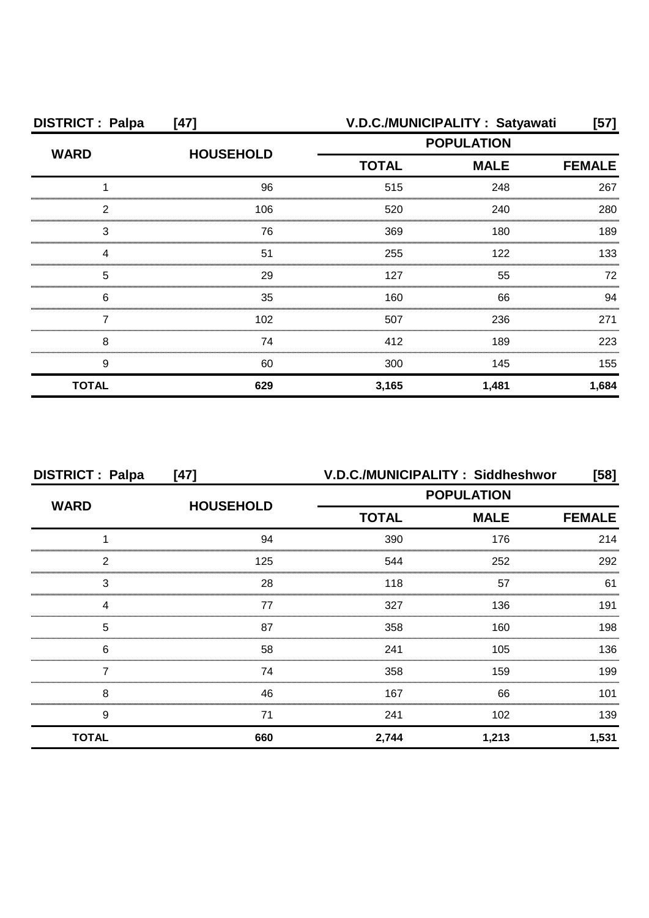**DISTRICT : Palpa [47] V.D.C./MUNICIPALITY : Satyawati [57]**

| WARD | HOUSEHOLD | POPULATION | | |
|---|---|---|---|---|
| | | TOTAL | MALE | FEMALE |
| 1 | 96 | 515 | 248 | 267 |
| 2 | 106 | 520 | 240 | 280 |
| 3 | 76 | 369 | 180 | 189 |
| 4 | 51 | 255 | 122 | 133 |
| 5 | 29 | 127 | 55 | 72 |
| 6 | 35 | 160 | 66 | 94 |
| 7 | 102 | 507 | 236 | 271 |
| 8 | 74 | 412 | 189 | 223 |
| 9 | 60 | 300 | 145 | 155 |
| **TOTAL** | **629** | **3,165** | **1,481** | **1,684** |

**DISTRICT : Palpa [47] V.D.C./MUNICIPALITY : Siddheshwor [58]**

| WARD | HOUSEHOLD | POPULATION | | |
|---|---|---|---|---|
| | | TOTAL | MALE | FEMALE |
| 1 | 94 | 390 | 176 | 214 |
| 2 | 125 | 544 | 252 | 292 |
| 3 | 28 | 118 | 57 | 61 |
| 4 | 77 | 327 | 136 | 191 |
| 5 | 87 | 358 | 160 | 198 |
| 6 | 58 | 241 | 105 | 136 |
| 7 | 74 | 358 | 159 | 199 |
| 8 | 46 | 167 | 66 | 101 |
| 9 | 71 | 241 | 102 | 139 |
| **TOTAL** | **660** | **2,744** | **1,213** | **1,531** |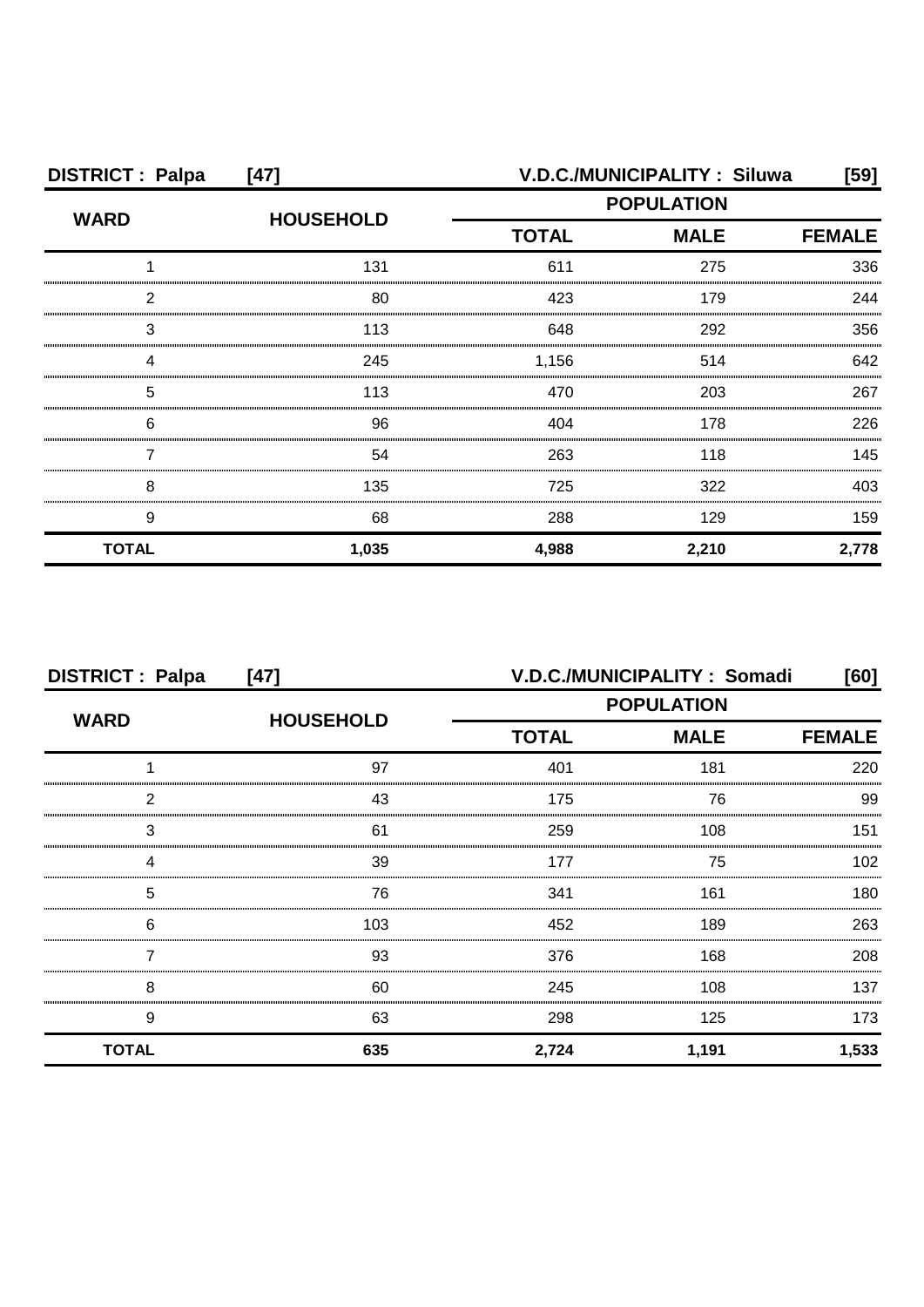**DISTRICT : Palpa [47] V.D.C./MUNICIPALITY : Siluwa [59]**

| WARD | HOUSEHOLD | POPULATION | | |
|---|---|---|---|---|
| | | TOTAL | MALE | FEMALE |
| 1 | 131 | 611 | 275 | 336 |
| 2 | 80 | 423 | 179 | 244 |
| 3 | 113 | 648 | 292 | 356 |
| 4 | 245 | 1,156 | 514 | 642 |
| 5 | 113 | 470 | 203 | 267 |
| 6 | 96 | 404 | 178 | 226 |
| 7 | 54 | 263 | 118 | 145 |
| 8 | 135 | 725 | 322 | 403 |
| 9 | 68 | 288 | 129 | 159 |
| **TOTAL** | **1,035** | **4,988** | **2,210** | **2,778** |

**DISTRICT : Palpa [47] V.D.C./MUNICIPALITY : Somadi [60]**

| WARD | HOUSEHOLD | POPULATION | | |
|---|---|---|---|---|
| | | TOTAL | MALE | FEMALE |
| 1 | 97 | 401 | 181 | 220 |
| 2 | 43 | 175 | 76 | 99 |
| 3 | 61 | 259 | 108 | 151 |
| 4 | 39 | 177 | 75 | 102 |
| 5 | 76 | 341 | 161 | 180 |
| 6 | 103 | 452 | 189 | 263 |
| 7 | 93 | 376 | 168 | 208 |
| 8 | 60 | 245 | 108 | 137 |
| 9 | 63 | 298 | 125 | 173 |
| **TOTAL** | **635** | **2,724** | **1,191** | **1,533** |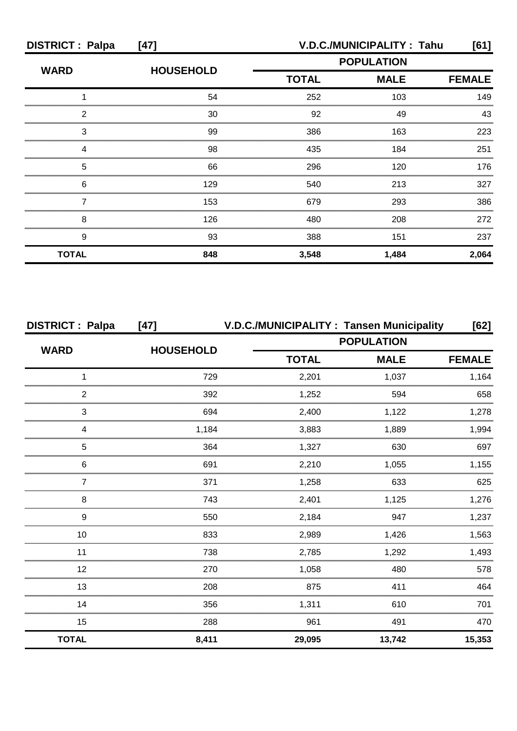**DISTRICT : Palpa [47] V.D.C./MUNICIPALITY : Tahu [61]**

| WARD | HOUSEHOLD | POPULATION | | |
|---|---|---|---|---|
| | | TOTAL | MALE | FEMALE |
| 1 | 54 | 252 | 103 | 149 |
| 2 | 30 | 92 | 49 | 43 |
| 3 | 99 | 386 | 163 | 223 |
| 4 | 98 | 435 | 184 | 251 |
| 5 | 66 | 296 | 120 | 176 |
| 6 | 129 | 540 | 213 | 327 |
| 7 | 153 | 679 | 293 | 386 |
| 8 | 126 | 480 | 208 | 272 |
| 9 | 93 | 388 | 151 | 237 |
| **TOTAL** | **848** | **3,548** | **1,484** | **2,064** |

**DISTRICT : Palpa [47] V.D.C./MUNICIPALITY : Tansen Municipality [62]**

| WARD | HOUSEHOLD | POPULATION | | |
|---|---|---|---|---|
| | | TOTAL | MALE | FEMALE |
| 1 | 729 | 2,201 | 1,037 | 1,164 |
| 2 | 392 | 1,252 | 594 | 658 |
| 3 | 694 | 2,400 | 1,122 | 1,278 |
| 4 | 1,184 | 3,883 | 1,889 | 1,994 |
| 5 | 364 | 1,327 | 630 | 697 |
| 6 | 691 | 2,210 | 1,055 | 1,155 |
| 7 | 371 | 1,258 | 633 | 625 |
| 8 | 743 | 2,401 | 1,125 | 1,276 |
| 9 | 550 | 2,184 | 947 | 1,237 |
| 10 | 833 | 2,989 | 1,426 | 1,563 |
| 11 | 738 | 2,785 | 1,292 | 1,493 |
| 12 | 270 | 1,058 | 480 | 578 |
| 13 | 208 | 875 | 411 | 464 |
| 14 | 356 | 1,311 | 610 | 701 |
| 15 | 288 | 961 | 491 | 470 |
| **TOTAL** | **8,411** | **29,095** | **13,742** | **15,353** |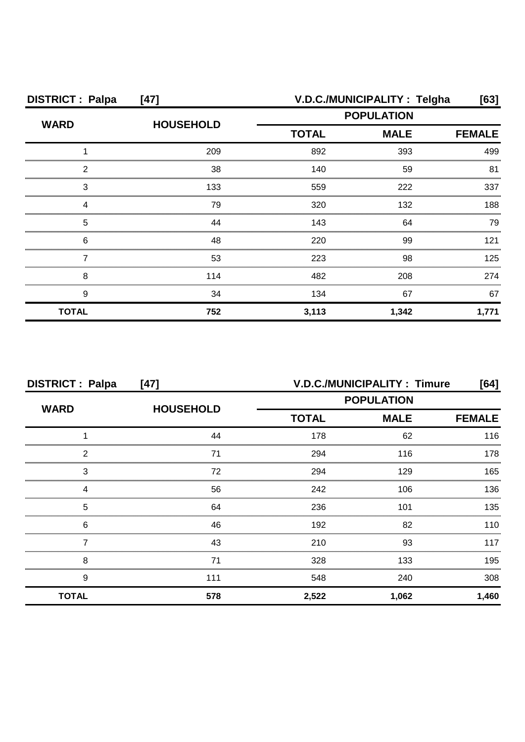**DISTRICT : Palpa [47]** **V.D.C./MUNICIPALITY : Telgha [63]**

| WARD | HOUSEHOLD | POPULATION | | |
|---|---|---|---|---|
| | | TOTAL | MALE | FEMALE |
| 1 | 209 | 892 | 393 | 499 |
| 2 | 38 | 140 | 59 | 81 |
| 3 | 133 | 559 | 222 | 337 |
| 4 | 79 | 320 | 132 | 188 |
| 5 | 44 | 143 | 64 | 79 |
| 6 | 48 | 220 | 99 | 121 |
| 7 | 53 | 223 | 98 | 125 |
| 8 | 114 | 482 | 208 | 274 |
| 9 | 34 | 134 | 67 | 67 |
| **TOTAL** | **752** | **3,113** | **1,342** | **1,771** |

**DISTRICT : Palpa [47]** **V.D.C./MUNICIPALITY : Timure [64]**

| WARD | HOUSEHOLD | POPULATION | | |
|---|---|---|---|---|
| | | TOTAL | MALE | FEMALE |
| 1 | 44 | 178 | 62 | 116 |
| 2 | 71 | 294 | 116 | 178 |
| 3 | 72 | 294 | 129 | 165 |
| 4 | 56 | 242 | 106 | 136 |
| 5 | 64 | 236 | 101 | 135 |
| 6 | 46 | 192 | 82 | 110 |
| 7 | 43 | 210 | 93 | 117 |
| 8 | 71 | 328 | 133 | 195 |
| 9 | 111 | 548 | 240 | 308 |
| **TOTAL** | **578** | **2,522** | **1,062** | **1,460** |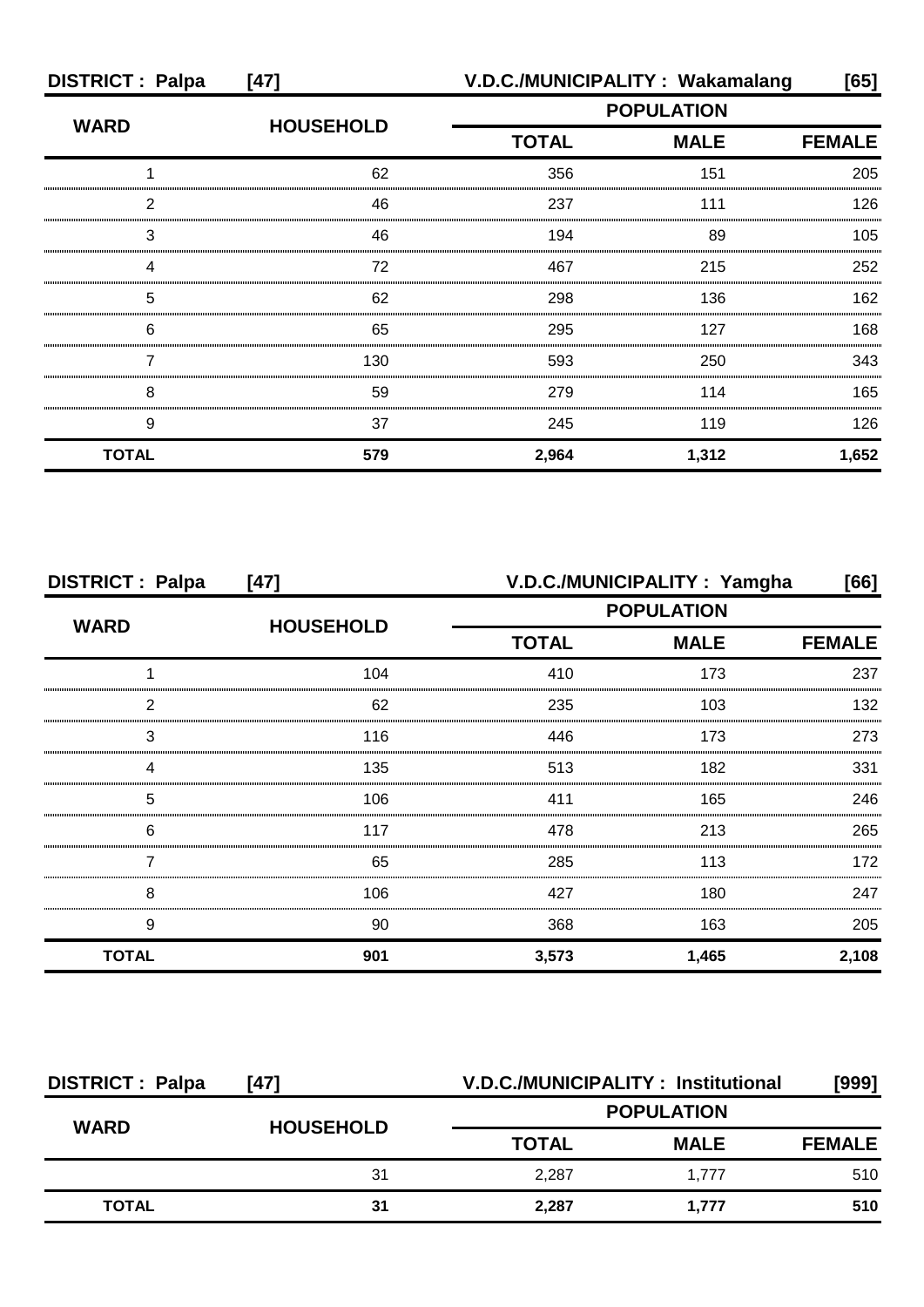**DISTRICT : Palpa [47] V.D.C./MUNICIPALITY : Wakamalang [65]**

| WARD | HOUSEHOLD | POPULATION | | |
|---|---|---|---|---|
| | | TOTAL | MALE | FEMALE |
| 1 | 62 | 356 | 151 | 205 |
| 2 | 46 | 237 | 111 | 126 |
| 3 | 46 | 194 | 89 | 105 |
| 4 | 72 | 467 | 215 | 252 |
| 5 | 62 | 298 | 136 | 162 |
| 6 | 65 | 295 | 127 | 168 |
| 7 | 130 | 593 | 250 | 343 |
| 8 | 59 | 279 | 114 | 165 |
| 9 | 37 | 245 | 119 | 126 |
| **TOTAL** | **579** | **2,964** | **1,312** | **1,652** |

**DISTRICT : Palpa [47] V.D.C./MUNICIPALITY : Yamgha [66]**

| WARD | HOUSEHOLD | POPULATION | | |
|---|---|---|---|---|
| | | TOTAL | MALE | FEMALE |
| 1 | 104 | 410 | 173 | 237 |
| 2 | 62 | 235 | 103 | 132 |
| 3 | 116 | 446 | 173 | 273 |
| 4 | 135 | 513 | 182 | 331 |
| 5 | 106 | 411 | 165 | 246 |
| 6 | 117 | 478 | 213 | 265 |
| 7 | 65 | 285 | 113 | 172 |
| 8 | 106 | 427 | 180 | 247 |
| 9 | 90 | 368 | 163 | 205 |
| **TOTAL** | **901** | **3,573** | **1,465** | **2,108** |

**DISTRICT : Palpa [47] V.D.C./MUNICIPALITY : Institutional [999]**

| WARD | HOUSEHOLD | POPULATION | | |
|---|---|---|---|---|
| | | TOTAL | MALE | FEMALE |
| | 31 | 2,287 | 1,777 | 510 |
| **TOTAL** | **31** | **2,287** | **1,777** | **510** |